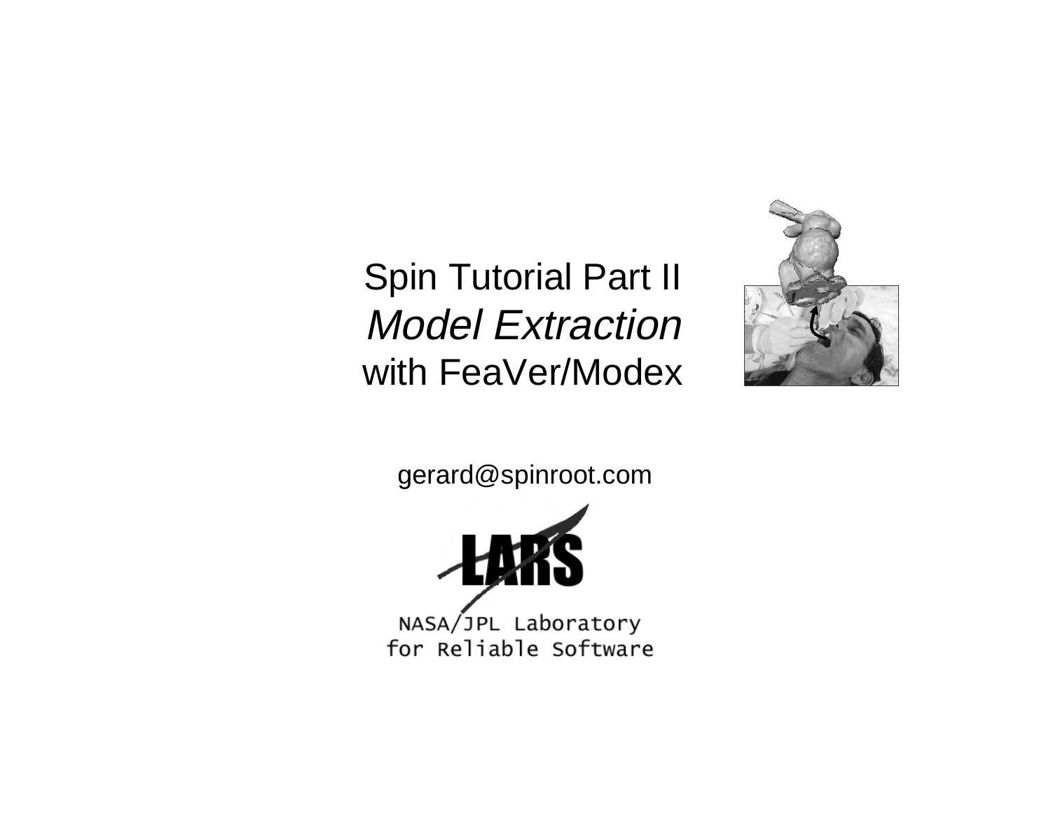# Spin Tutorial Part II

## *Model Extraction*

## with FeaVer/Modex

gerard@spinroot.com

LARS

NASA/JPL Laboratory
for Reliable Software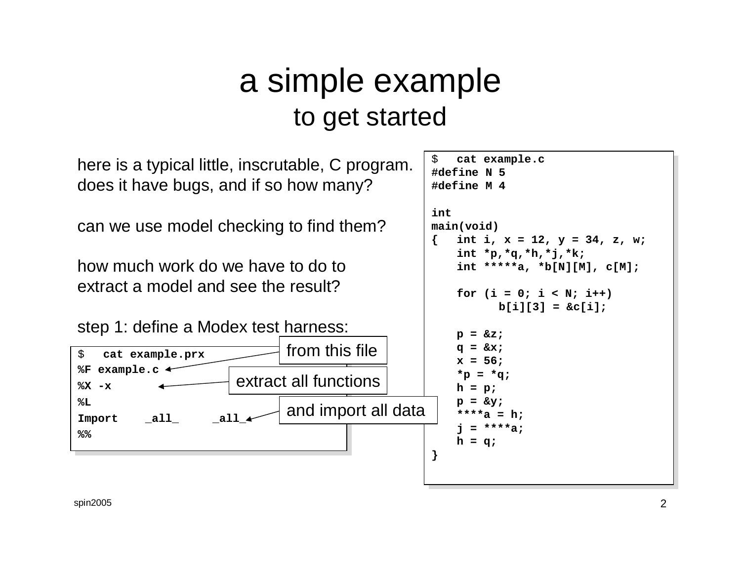# a simple example

## to get started

here is a typical little, inscrutable, C program.
does it have bugs, and if so how many?

can we use model checking to find them?

how much work do we have to do to extract a model and see the result?

step 1: define a Modex test harness:

```
$   cat example.prx
%F example.c
%X -x
%L
Import    _all_     _all_
%%
```

from this file

extract all functions

and import all data

```
$   cat example.c
#define N 5
#define M 4

int
main(void)
{   int i, x = 12, y = 34, z, w;
    int *p,*q,*h,*j,*k;
    int *****a, *b[N][M], c[M];

    for (i = 0; i < N; i++)
          b[i][3] = &c[i];

    p = &z;
    q = &x;
    x = 56;
    *p = *q;
    h = p;
    p = &y;
    ****a = h;
    j = ****a;
    h = q;
}
```

spin2005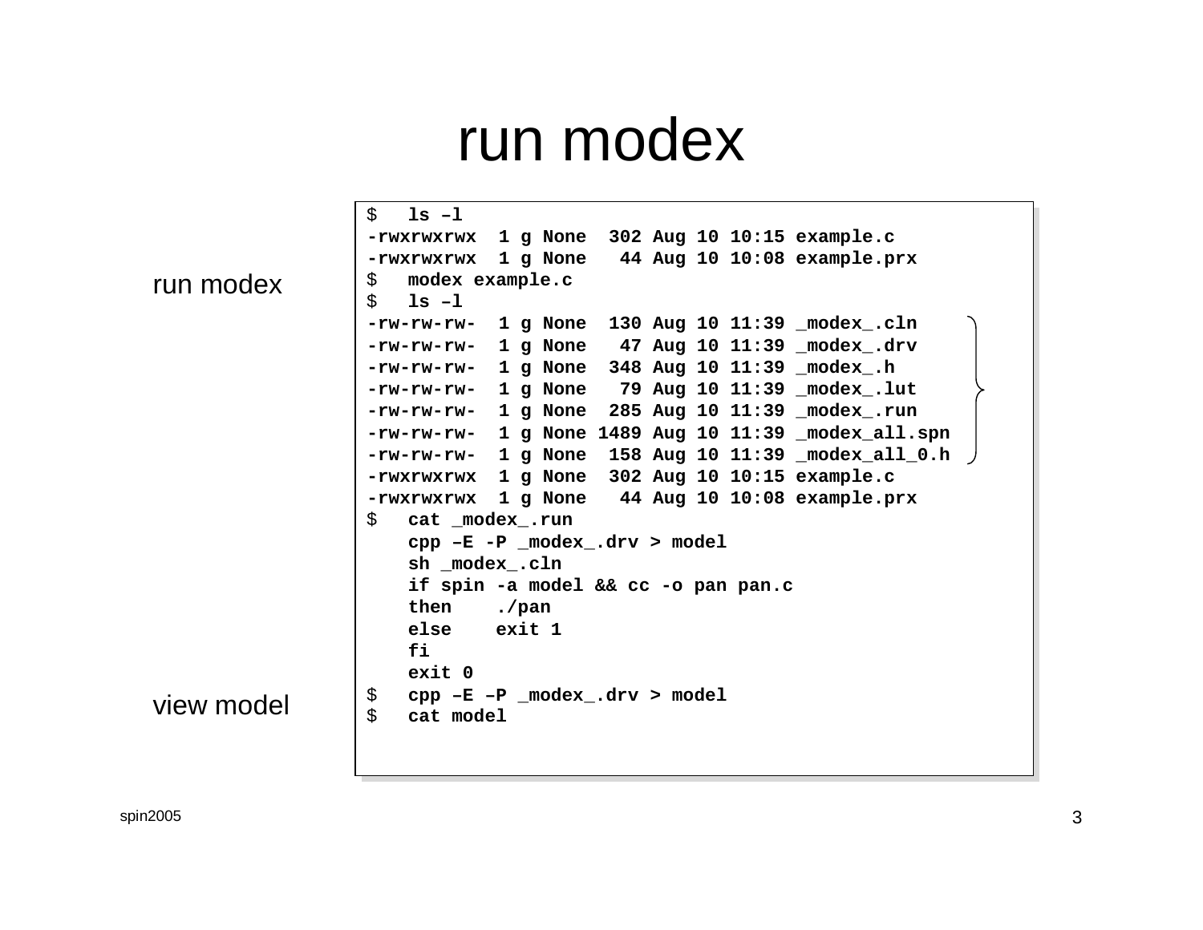# run modex

run modex

```
$   ls –l
-rwxrwxrwx  1 g None  302 Aug 10 10:15 example.c
-rwxrwxrwx  1 g None   44 Aug 10 10:08 example.prx
$   modex example.c
$   ls –l
-rw-rw-rw-  1 g None  130 Aug 10 11:39 _modex_.cln
-rw-rw-rw-  1 g None   47 Aug 10 11:39 _modex_.drv
-rw-rw-rw-  1 g None  348 Aug 10 11:39 _modex_.h
-rw-rw-rw-  1 g None   79 Aug 10 11:39 _modex_.lut
-rw-rw-rw-  1 g None  285 Aug 10 11:39 _modex_.run
-rw-rw-rw-  1 g None 1489 Aug 10 11:39 _modex_all.spn
-rw-rw-rw-  1 g None  158 Aug 10 11:39 _modex_all_0.h
-rwxrwxrwx  1 g None  302 Aug 10 10:15 example.c
-rwxrwxrwx  1 g None   44 Aug 10 10:08 example.prx
$   cat _modex_.run
    cpp –E -P _modex_.drv > model
    sh _modex_.cln
    if spin -a model && cc -o pan pan.c
    then    ./pan
    else    exit 1
    fi
    exit 0
```

view model

```
$   cpp –E –P _modex_.drv > model
$   cat model
```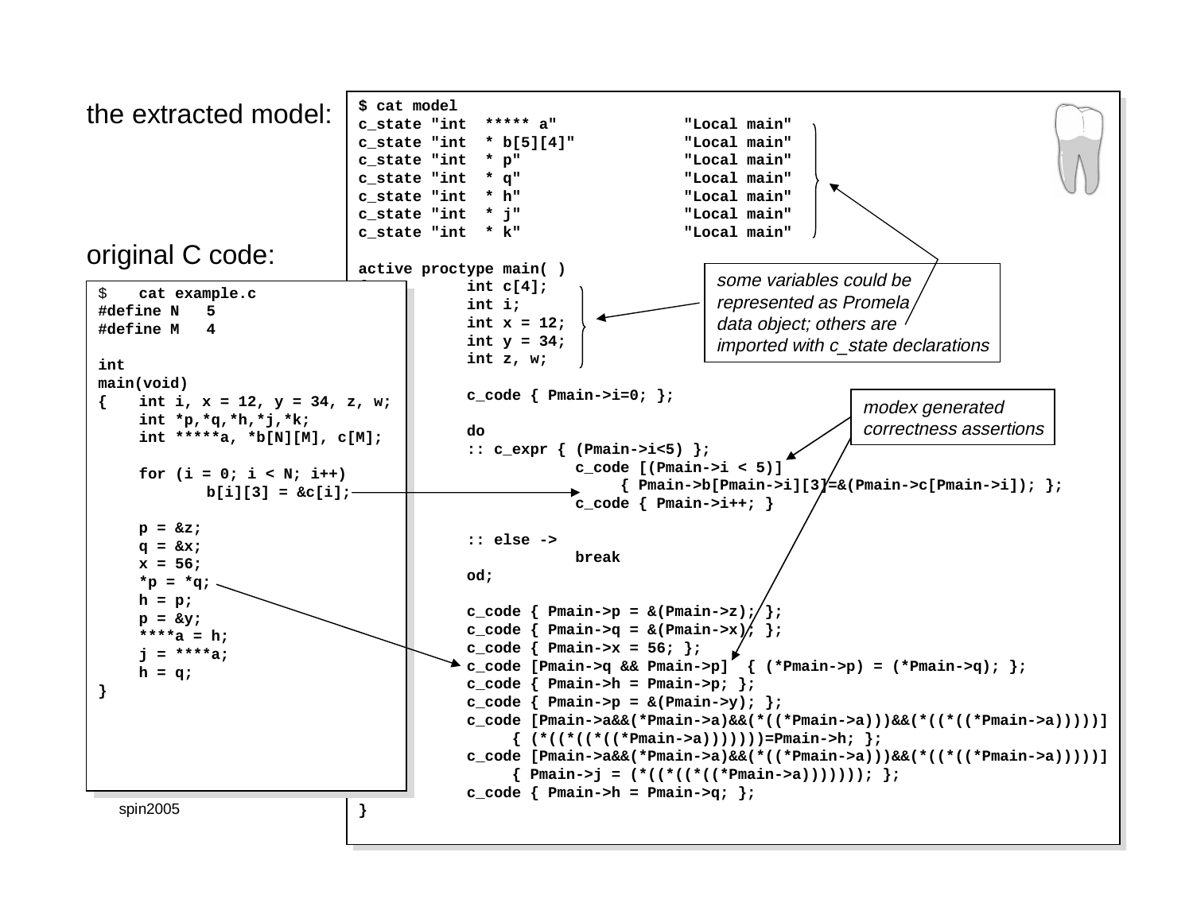the extracted model:

```
$ cat model
c_state "int  ***** a"          "Local main"
c_state "int  * b[5][4]"        "Local main"
c_state "int  * p"              "Local main"
c_state "int  * q"              "Local main"
c_state "int  * h"              "Local main"
c_state "int  * j"              "Local main"
c_state "int  * k"              "Local main"

active proctype main( )
{
        int c[4];
        int i;
        int x = 12;
        int y = 34;
        int z, w;

        c_code { Pmain->i=0; };

        do
        :: c_expr { (Pmain->i<5) };
                c_code [(Pmain->i < 5)]
                     { Pmain->b[Pmain->i][3]=&(Pmain->c[Pmain->i]); };
                c_code { Pmain->i++; }

        :: else ->
                break
        od;

        c_code { Pmain->p = &(Pmain->z); };
        c_code { Pmain->q = &(Pmain->x); };
        c_code { Pmain->x = 56; };
        c_code [Pmain->q && Pmain->p]  { (*Pmain->p) = (*Pmain->q); };
        c_code { Pmain->h = Pmain->p; };
        c_code { Pmain->p = &(Pmain->y); };
        c_code [Pmain->a&&(*Pmain->a)&&(*((*Pmain->a)))&&(*((*((*Pmain->a)))))]
             { (*((*((*((*Pmain->a)))))))=Pmain->h; };
        c_code [Pmain->a&&(*Pmain->a)&&(*((*Pmain->a)))&&(*((*((*Pmain->a)))))]
             { Pmain->j = (*((*((*((*Pmain->a))))))); };
        c_code { Pmain->h = Pmain->q; };
}
```

*some variables could be represented as Promela data object; others are imported with c_state declarations*

*modex generated correctness assertions*

original C code:

```
$    cat example.c
#define N   5
#define M   4

int
main(void)
{    int i, x = 12, y = 34, z, w;
     int *p,*q,*h,*j,*k;
     int *****a, *b[N][M], c[M];

     for (i = 0; i < N; i++)
             b[i][3] = &c[i];

     p = &z;
     q = &x;
     x = 56;
     *p = *q;
     h = p;
     p = &y;
     ****a = h;
     j = ****a;
     h = q;
}
```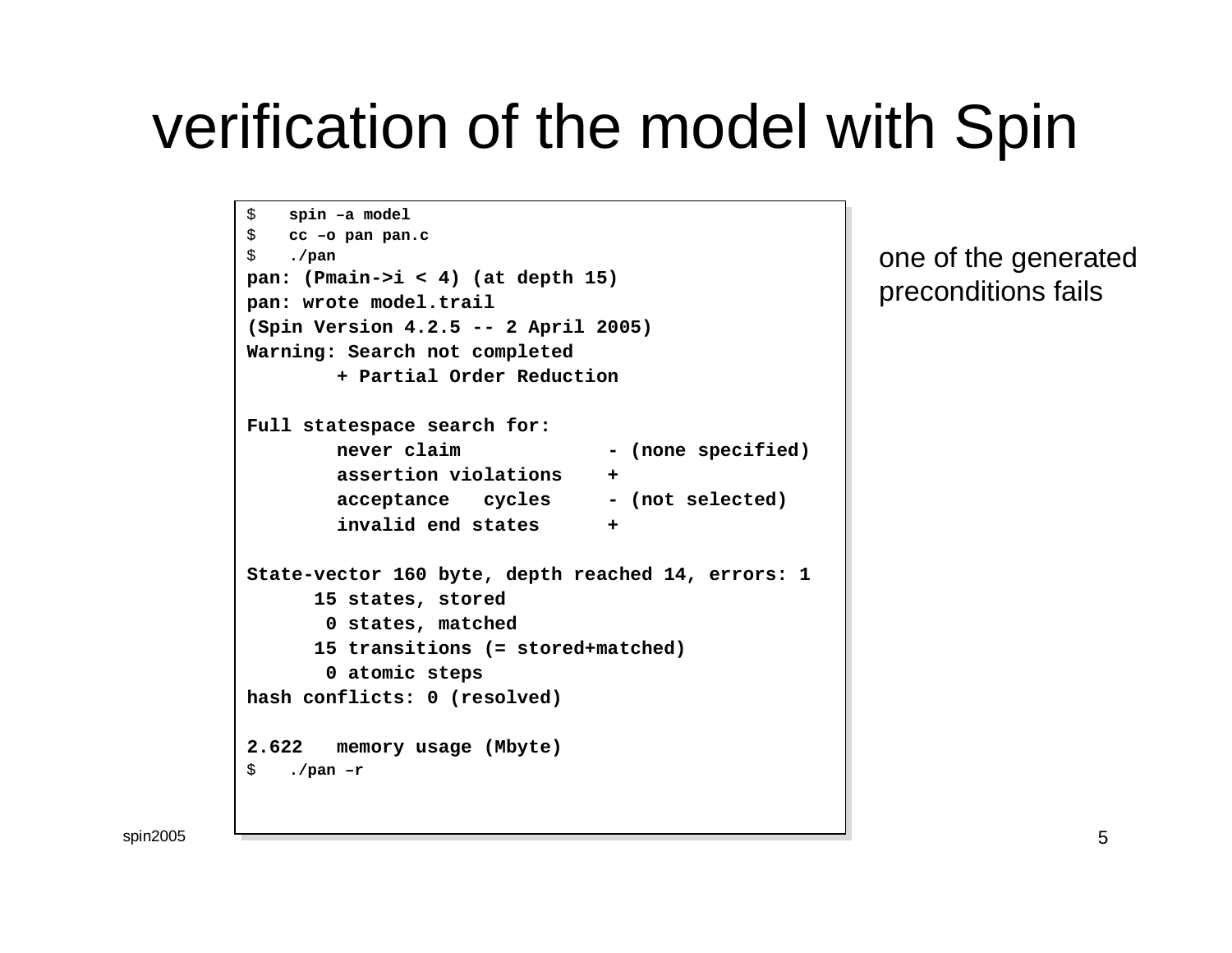# verification of the model with Spin

```
$   spin –a model
$   cc –o pan pan.c
$   ./pan
pan: (Pmain->i < 4) (at depth 15)
pan: wrote model.trail
(Spin Version 4.2.5 -- 2 April 2005)
Warning: Search not completed
        + Partial Order Reduction

Full statespace search for:
        never claim             - (none specified)
        assertion violations    +
        acceptance   cycles     - (not selected)
        invalid end states      +

State-vector 160 byte, depth reached 14, errors: 1
      15 states, stored
       0 states, matched
      15 transitions (= stored+matched)
       0 atomic steps
hash conflicts: 0 (resolved)

2.622   memory usage (Mbyte)
$   ./pan –r
```

one of the generated preconditions fails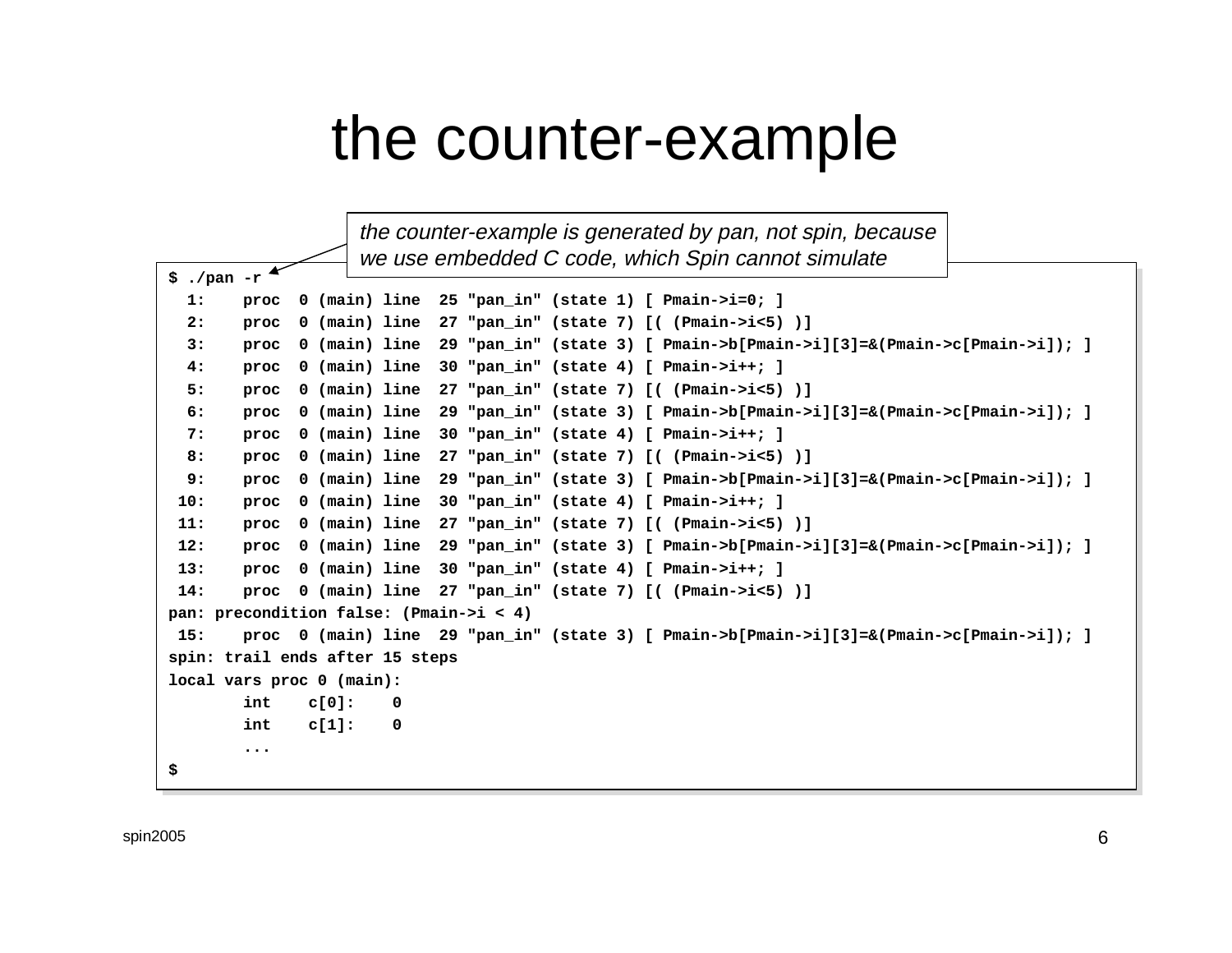# the counter-example

*the counter-example is generated by pan, not spin, because we use embedded C code, which Spin cannot simulate*

```
$ ./pan -r
  1:    proc  0 (main) line  25 "pan_in" (state 1) [ Pmain->i=0; ]
  2:    proc  0 (main) line  27 "pan_in" (state 7) [( (Pmain->i<5) )]
  3:    proc  0 (main) line  29 "pan_in" (state 3) [ Pmain->b[Pmain->i][3]=&(Pmain->c[Pmain->i]); ]
  4:    proc  0 (main) line  30 "pan_in" (state 4) [ Pmain->i++; ]
  5:    proc  0 (main) line  27 "pan_in" (state 7) [( (Pmain->i<5) )]
  6:    proc  0 (main) line  29 "pan_in" (state 3) [ Pmain->b[Pmain->i][3]=&(Pmain->c[Pmain->i]); ]
  7:    proc  0 (main) line  30 "pan_in" (state 4) [ Pmain->i++; ]
  8:    proc  0 (main) line  27 "pan_in" (state 7) [( (Pmain->i<5) )]
  9:    proc  0 (main) line  29 "pan_in" (state 3) [ Pmain->b[Pmain->i][3]=&(Pmain->c[Pmain->i]); ]
 10:    proc  0 (main) line  30 "pan_in" (state 4) [ Pmain->i++; ]
 11:    proc  0 (main) line  27 "pan_in" (state 7) [( (Pmain->i<5) )]
 12:    proc  0 (main) line  29 "pan_in" (state 3) [ Pmain->b[Pmain->i][3]=&(Pmain->c[Pmain->i]); ]
 13:    proc  0 (main) line  30 "pan_in" (state 4) [ Pmain->i++; ]
 14:    proc  0 (main) line  27 "pan_in" (state 7) [( (Pmain->i<5) )]
pan: precondition false: (Pmain->i < 4)
 15:    proc  0 (main) line  29 "pan_in" (state 3) [ Pmain->b[Pmain->i][3]=&(Pmain->c[Pmain->i]); ]
spin: trail ends after 15 steps
local vars proc 0 (main):
        int    c[0]:    0
        int    c[1]:    0
        ...
$
```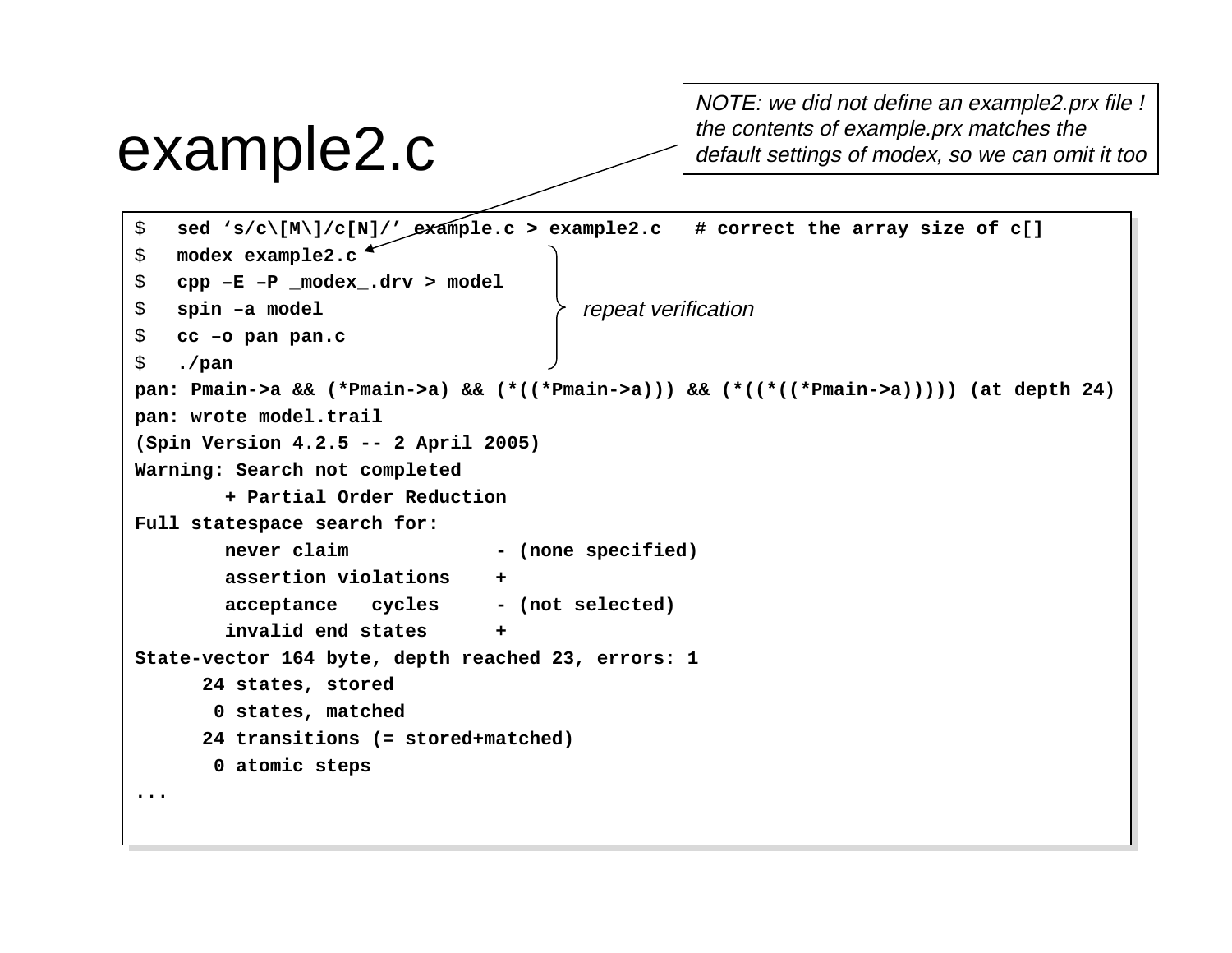# example2.c

*NOTE: we did not define an example2.prx file ! the contents of example.prx matches the default settings of modex, so we can omit it too*

```
$   sed 's/c\[M\]/c[N]/' example.c > example2.c   # correct the array size of c[]
$   modex example2.c
$   cpp –E –P _modex_.drv > model
$   spin –a model
$   cc –o pan pan.c
$   ./pan
pan: Pmain->a && (*Pmain->a) && (*((*Pmain->a))) && (*((*((*Pmain->a))))) (at depth 24)
pan: wrote model.trail
(Spin Version 4.2.5 -- 2 April 2005)
Warning: Search not completed
        + Partial Order Reduction
Full statespace search for:
        never claim             - (none specified)
        assertion violations    +
        acceptance   cycles     - (not selected)
        invalid end states      +
State-vector 164 byte, depth reached 23, errors: 1
      24 states, stored
       0 states, matched
      24 transitions (= stored+matched)
       0 atomic steps
...
```

*repeat verification* (modex example2.c through ./pan)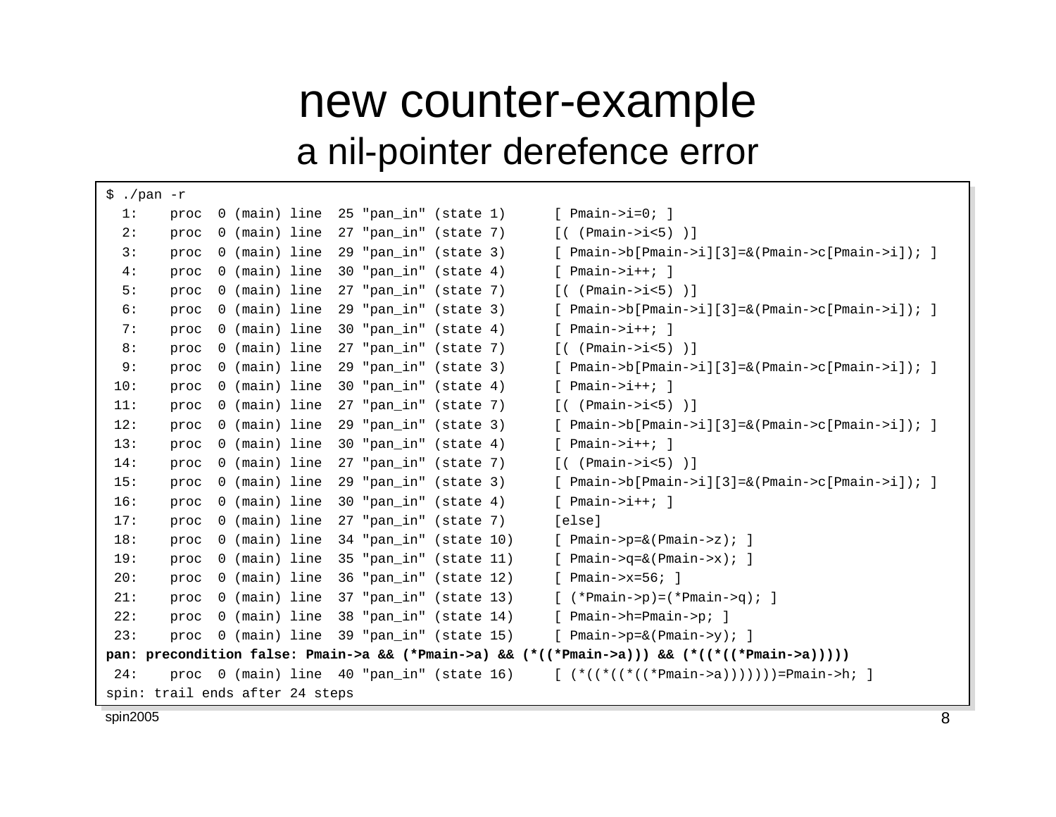# new counter-example

## a nil-pointer derefence error

```
$ ./pan -r
  1:    proc  0 (main) line  25 "pan_in" (state 1)      [ Pmain->i=0; ]
  2:    proc  0 (main) line  27 "pan_in" (state 7)      [( (Pmain->i<5) )]
  3:    proc  0 (main) line  29 "pan_in" (state 3)      [ Pmain->b[Pmain->i][3]=&(Pmain->c[Pmain->i]); ]
  4:    proc  0 (main) line  30 "pan_in" (state 4)      [ Pmain->i++; ]
  5:    proc  0 (main) line  27 "pan_in" (state 7)      [( (Pmain->i<5) )]
  6:    proc  0 (main) line  29 "pan_in" (state 3)      [ Pmain->b[Pmain->i][3]=&(Pmain->c[Pmain->i]); ]
  7:    proc  0 (main) line  30 "pan_in" (state 4)      [ Pmain->i++; ]
  8:    proc  0 (main) line  27 "pan_in" (state 7)      [( (Pmain->i<5) )]
  9:    proc  0 (main) line  29 "pan_in" (state 3)      [ Pmain->b[Pmain->i][3]=&(Pmain->c[Pmain->i]); ]
 10:    proc  0 (main) line  30 "pan_in" (state 4)      [ Pmain->i++; ]
 11:    proc  0 (main) line  27 "pan_in" (state 7)      [( (Pmain->i<5) )]
 12:    proc  0 (main) line  29 "pan_in" (state 3)      [ Pmain->b[Pmain->i][3]=&(Pmain->c[Pmain->i]); ]
 13:    proc  0 (main) line  30 "pan_in" (state 4)      [ Pmain->i++; ]
 14:    proc  0 (main) line  27 "pan_in" (state 7)      [( (Pmain->i<5) )]
 15:    proc  0 (main) line  29 "pan_in" (state 3)      [ Pmain->b[Pmain->i][3]=&(Pmain->c[Pmain->i]); ]
 16:    proc  0 (main) line  30 "pan_in" (state 4)      [ Pmain->i++; ]
 17:    proc  0 (main) line  27 "pan_in" (state 7)      [else]
 18:    proc  0 (main) line  34 "pan_in" (state 10)     [ Pmain->p=&(Pmain->z); ]
 19:    proc  0 (main) line  35 "pan_in" (state 11)     [ Pmain->q=&(Pmain->x); ]
 20:    proc  0 (main) line  36 "pan_in" (state 12)     [ Pmain->x=56; ]
 21:    proc  0 (main) line  37 "pan_in" (state 13)     [ (*Pmain->p)=(*Pmain->q); ]
 22:    proc  0 (main) line  38 "pan_in" (state 14)     [ Pmain->h=Pmain->p; ]
 23:    proc  0 (main) line  39 "pan_in" (state 15)     [ Pmain->p=&(Pmain->y); ]
pan: precondition false: Pmain->a && (*Pmain->a) && (*((*Pmain->a))) && (*((*((*Pmain->a)))))
 24:    proc  0 (main) line  40 "pan_in" (state 16)     [ (*((*((*((*Pmain->a)))))))=Pmain->h; ]
spin: trail ends after 24 steps
```

spin2005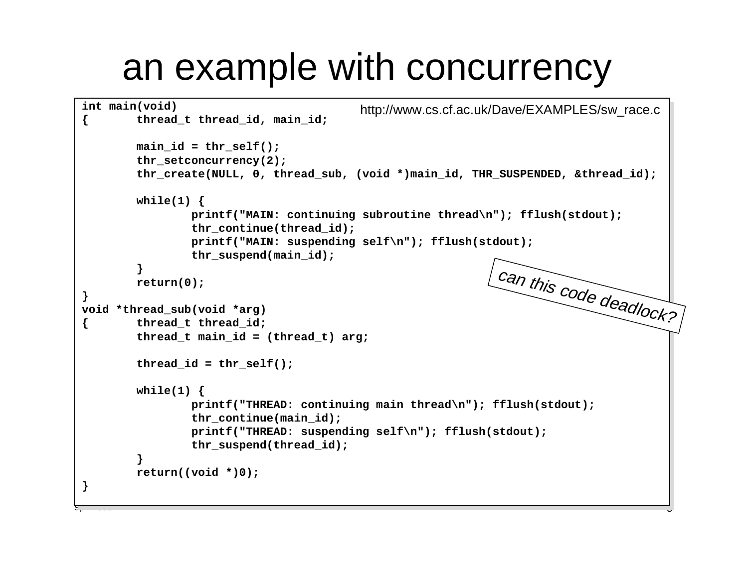# an example with concurrency

http://www.cs.cf.ac.uk/Dave/EXAMPLES/sw_race.c

```
int main(void)
{       thread_t thread_id, main_id;

        main_id = thr_self();
        thr_setconcurrency(2);
        thr_create(NULL, 0, thread_sub, (void *)main_id, THR_SUSPENDED, &thread_id);

        while(1) {
                printf("MAIN: continuing subroutine thread\n"); fflush(stdout);
                thr_continue(thread_id);
                printf("MAIN: suspending self\n"); fflush(stdout);
                thr_suspend(main_id);
        }
        return(0);
}
void *thread_sub(void *arg)
{       thread_t thread_id;
        thread_t main_id = (thread_t) arg;

        thread_id = thr_self();

        while(1) {
                printf("THREAD: continuing main thread\n"); fflush(stdout);
                thr_continue(main_id);
                printf("THREAD: suspending self\n"); fflush(stdout);
                thr_suspend(thread_id);
        }
        return((void *)0);
}
```

*can this code deadlock?*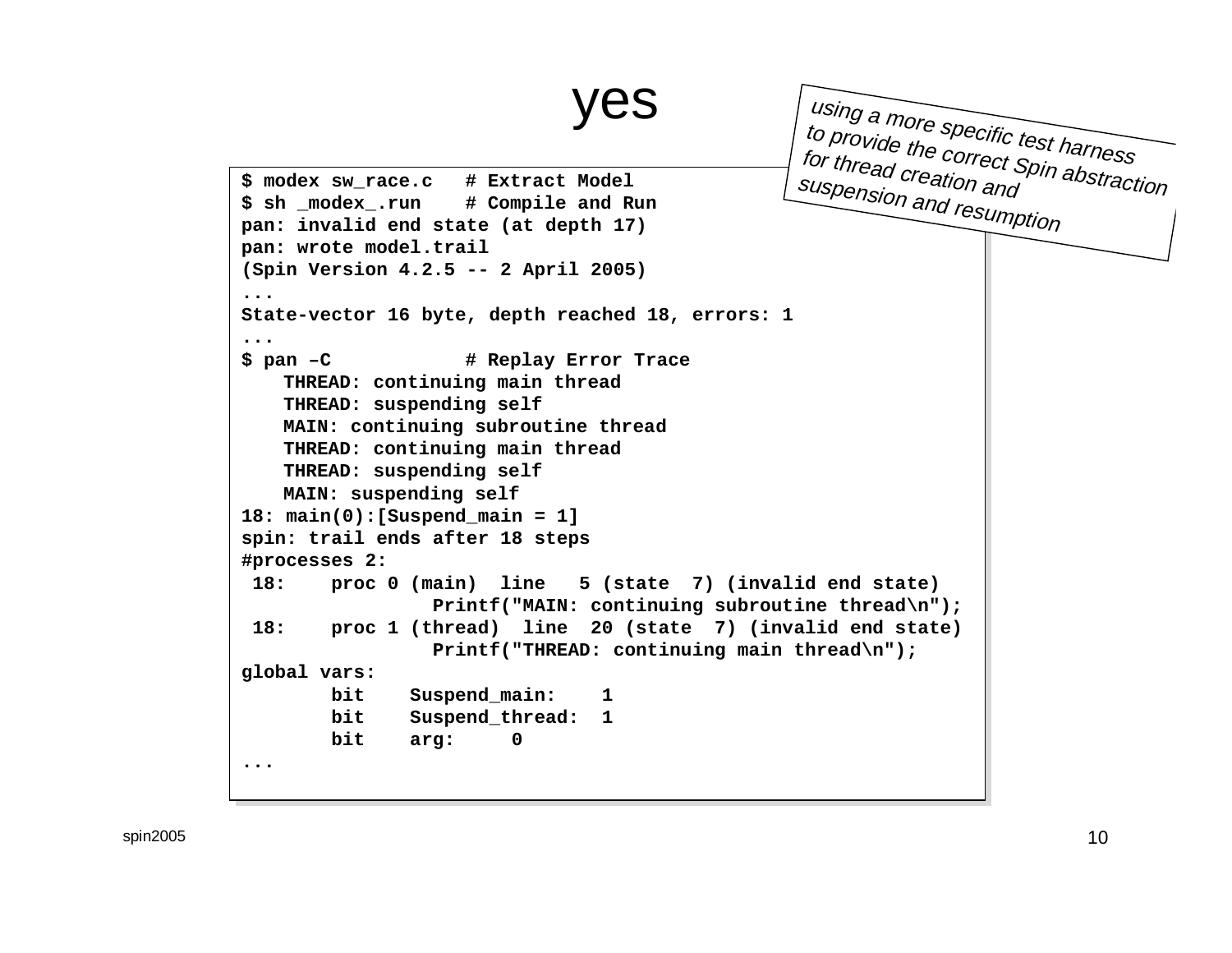# yes

*using a more specific test harness to provide the correct Spin abstraction for thread creation and suspension and resumption*

```
$ modex sw_race.c   # Extract Model
$ sh _modex_.run    # Compile and Run
pan: invalid end state (at depth 17)
pan: wrote model.trail
(Spin Version 4.2.5 -- 2 April 2005)
...
State-vector 16 byte, depth reached 18, errors: 1
...
$ pan –C            # Replay Error Trace
    THREAD: continuing main thread
    THREAD: suspending self
    MAIN: continuing subroutine thread
    THREAD: continuing main thread
    THREAD: suspending self
    MAIN: suspending self
18: main(0):[Suspend_main = 1]
spin: trail ends after 18 steps
#processes 2:
 18:    proc 0 (main)  line   5 (state  7) (invalid end state)
                Printf("MAIN: continuing subroutine thread\n");
 18:    proc 1 (thread)  line  20 (state  7) (invalid end state)
                Printf("THREAD: continuing main thread\n");
global vars:
        bit    Suspend_main:    1
        bit    Suspend_thread:  1
        bit    arg:     0
...
```

spin2005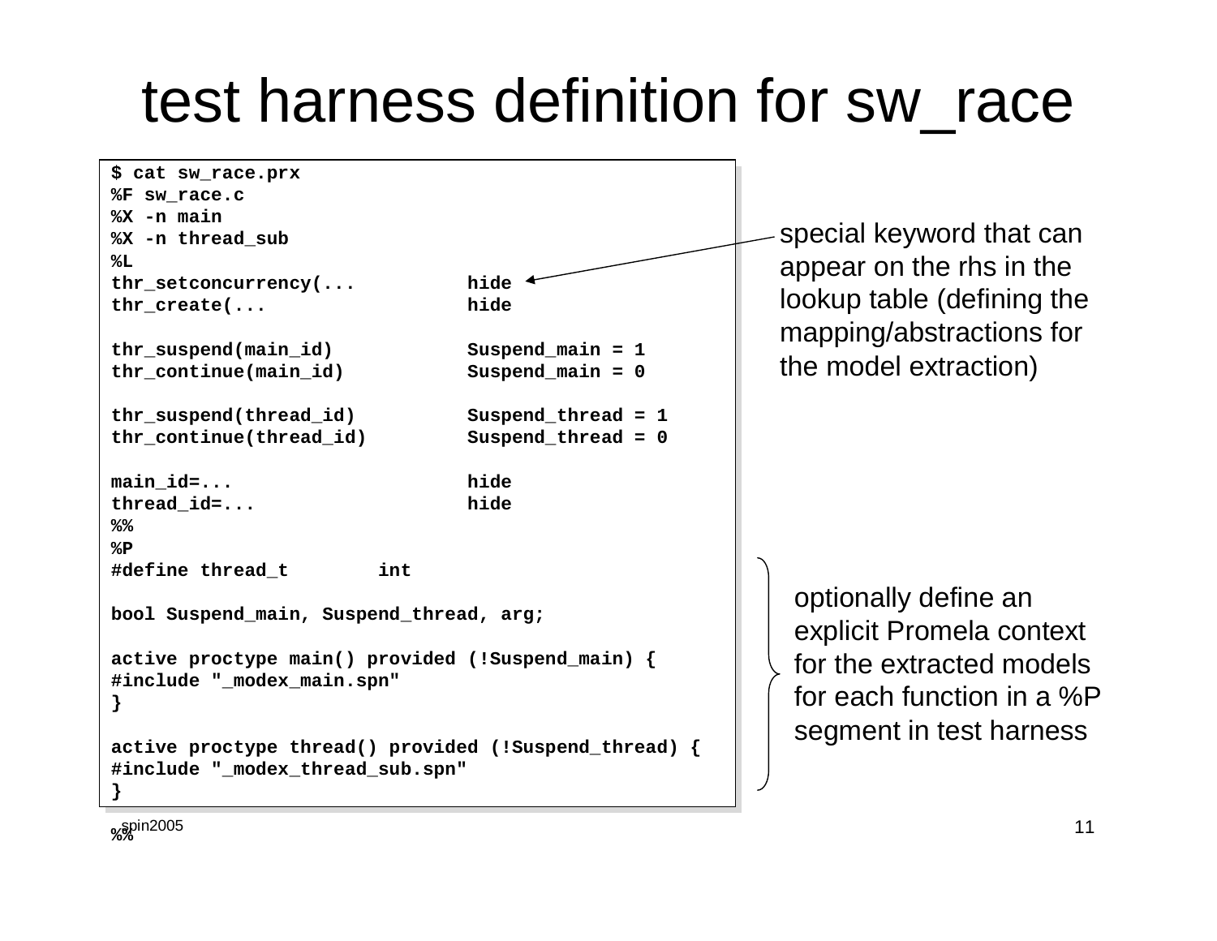# test harness definition for sw_race

```
$ cat sw_race.prx
%F sw_race.c
%X -n main
%X -n thread_sub
%L
thr_setconcurrency(...          hide
thr_create(...                  hide

thr_suspend(main_id)            Suspend_main = 1
thr_continue(main_id)           Suspend_main = 0

thr_suspend(thread_id)          Suspend_thread = 1
thr_continue(thread_id)         Suspend_thread = 0

main_id=...                     hide
thread_id=...                   hide
%%
%P
#define thread_t        int

bool Suspend_main, Suspend_thread, arg;

active proctype main() provided (!Suspend_main) {
#include "_modex_main.spn"
}

active proctype thread() provided (!Suspend_thread) {
#include "_modex_thread_sub.spn"
}
%%
```

special keyword that can appear on the rhs in the lookup table (defining the mapping/abstractions for the model extraction)

optionally define an explicit Promela context for the extracted models for each function in a %P segment in test harness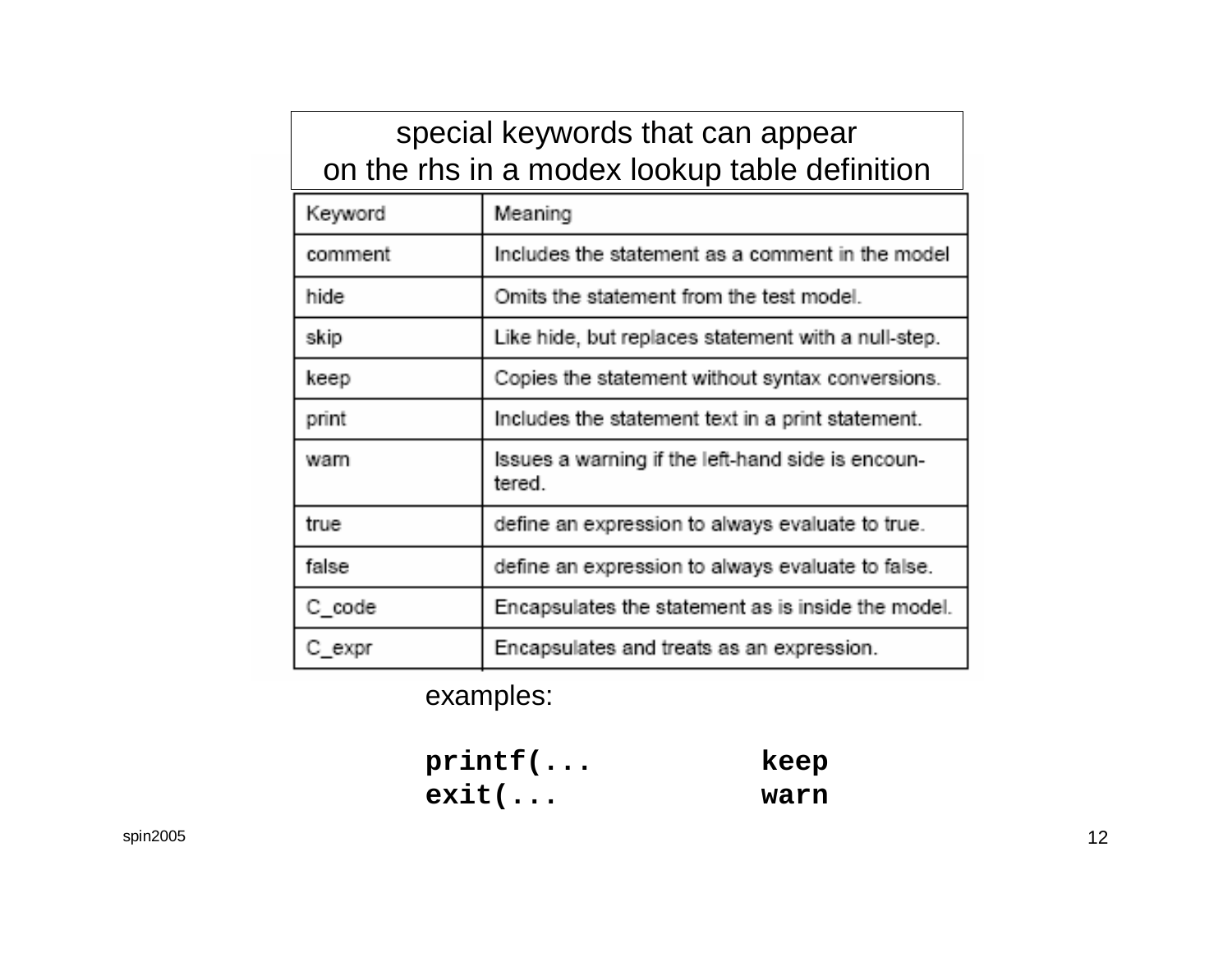special keywords that can appear on the rhs in a modex lookup table definition

| Keyword | Meaning |
| --- | --- |
| comment | Includes the statement as a comment in the model |
| hide | Omits the statement from the test model. |
| skip | Like hide, but replaces statement with a null-step. |
| keep | Copies the statement without syntax conversions. |
| print | Includes the statement text in a print statement. |
| warn | Issues a warning if the left-hand side is encountered. |
| true | define an expression to always evaluate to true. |
| false | define an expression to always evaluate to false. |
| C_code | Encapsulates the statement as is inside the model. |
| C_expr | Encapsulates and treats as an expression. |

examples:

```
printf(...          keep
exit(...            warn
```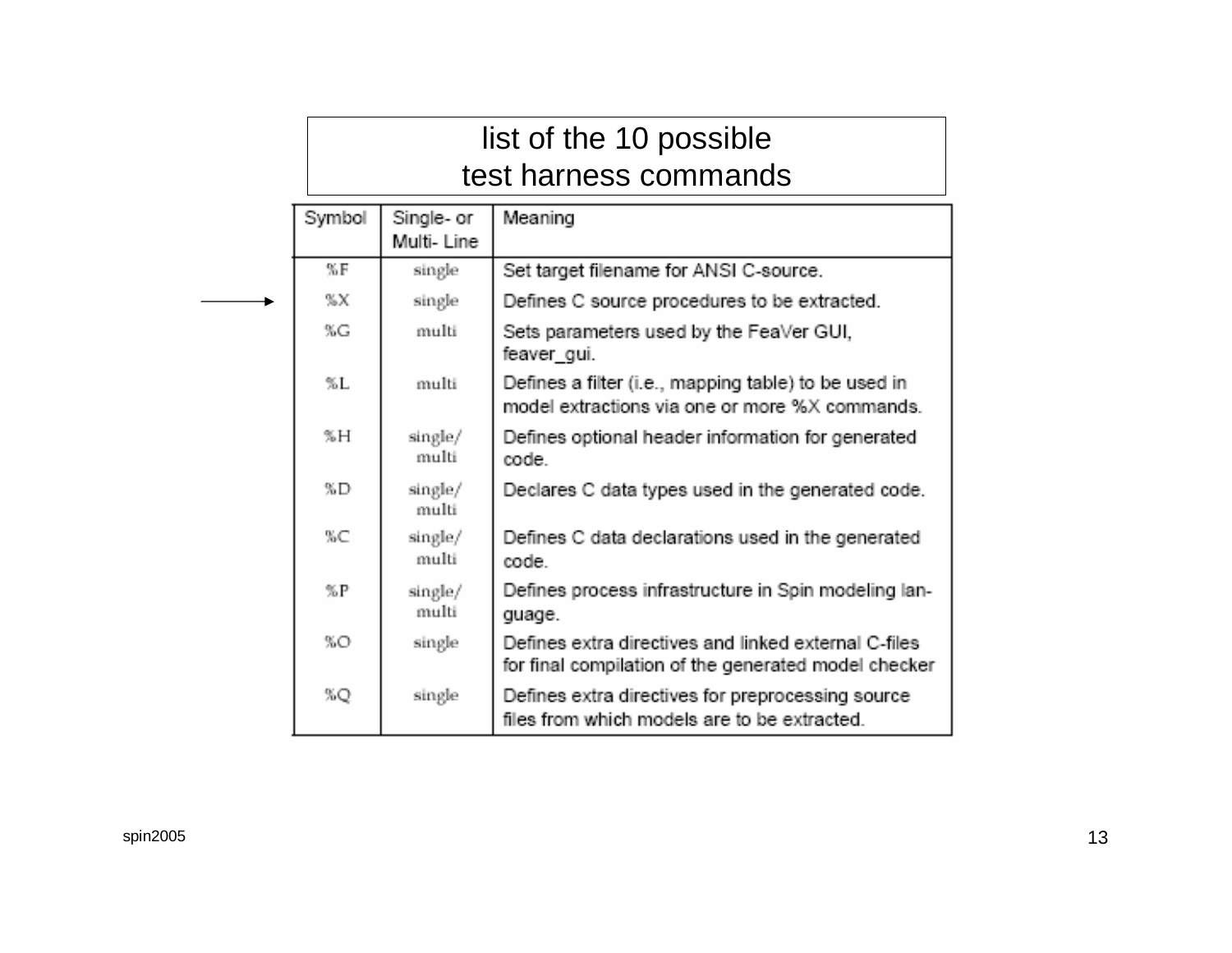# list of the 10 possible test harness commands

| Symbol | Single- or Multi- Line | Meaning |
|---|---|---|
| %F | single | Set target filename for ANSI C-source. |
| %X | single | Defines C source procedures to be extracted. |
| %G | multi | Sets parameters used by the FeaVer GUI, feaver_gui. |
| %L | multi | Defines a filter (i.e., mapping table) to be used in model extractions via one or more %X commands. |
| %H | single/ multi | Defines optional header information for generated code. |
| %D | single/ multi | Declares C data types used in the generated code. |
| %C | single/ multi | Defines C data declarations used in the generated code. |
| %P | single/ multi | Defines process infrastructure in Spin modeling language. |
| %O | single | Defines extra directives and linked external C-files for final compilation of the generated model checker |
| %Q | single | Defines extra directives for preprocessing source files from which models are to be extracted. |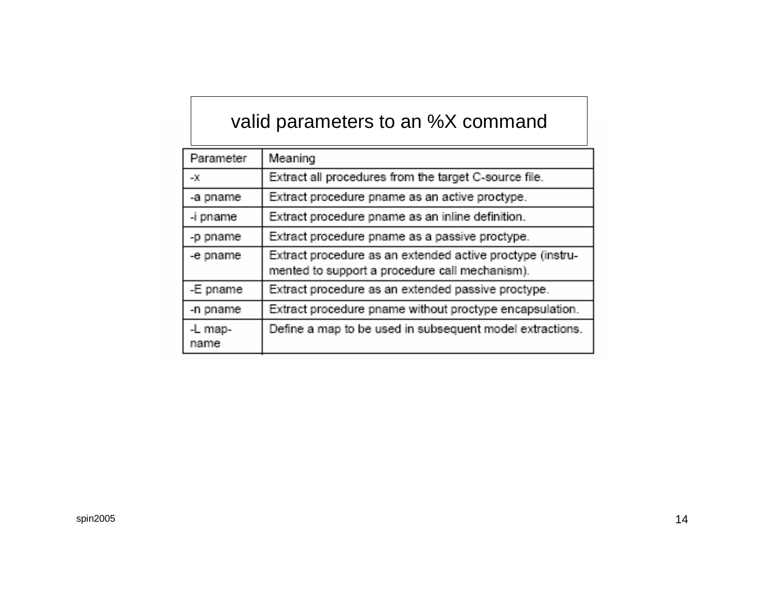# valid parameters to an %X command

| Parameter | Meaning |
| --- | --- |
| -x | Extract all procedures from the target C-source file. |
| -a pname | Extract procedure pname as an active proctype. |
| -i pname | Extract procedure pname as an inline definition. |
| -p pname | Extract procedure pname as a passive proctype. |
| -e pname | Extract procedure as an extended active proctype (instrumented to support a procedure call mechanism). |
| -E pname | Extract procedure as an extended passive proctype. |
| -n pname | Extract procedure pname without proctype encapsulation. |
| -L map-name | Define a map to be used in subsequent model extractions. |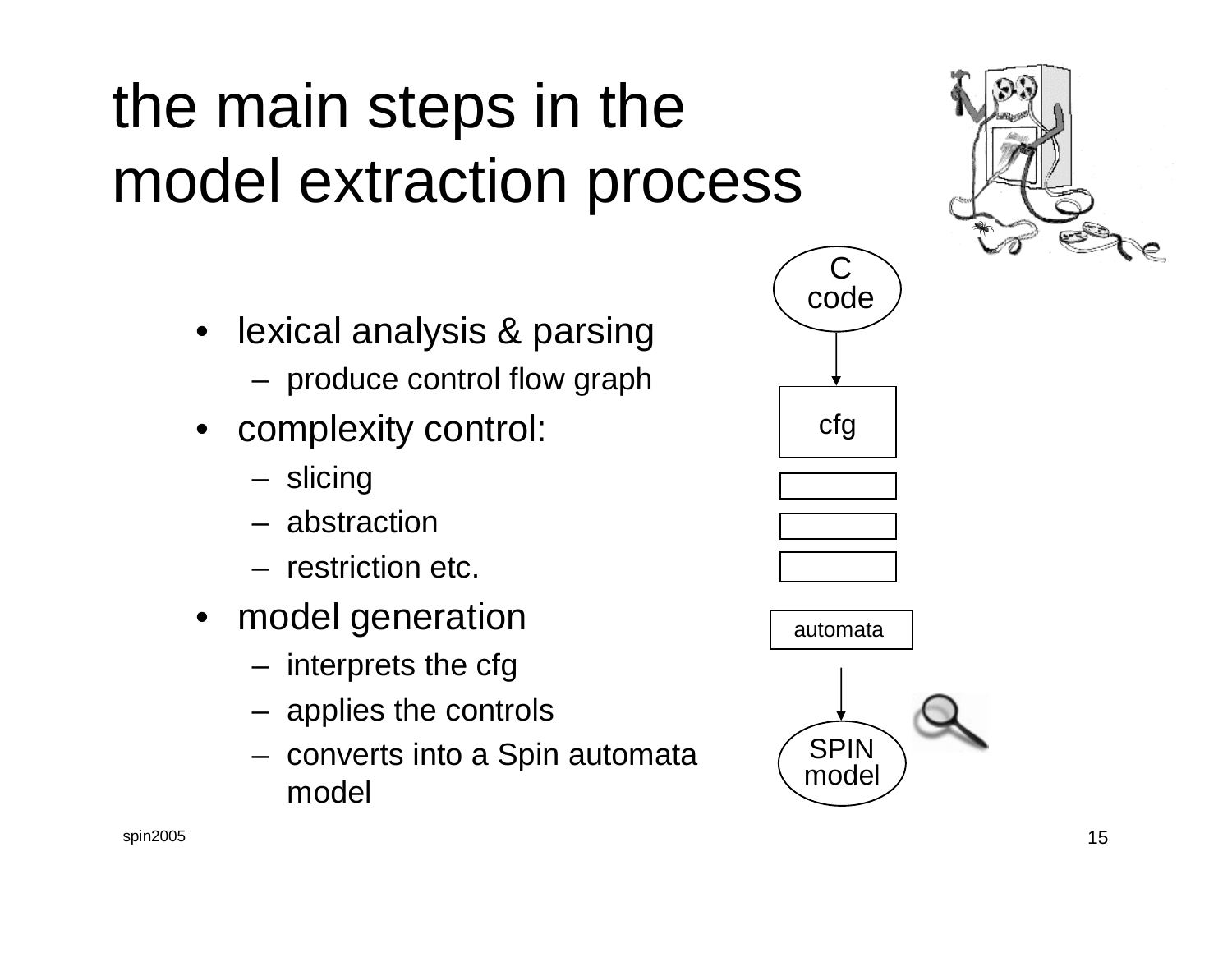# the main steps in the model extraction process

- lexical analysis & parsing
  - produce control flow graph
- complexity control:
  - slicing
  - abstraction
  - restriction etc.
- model generation
  - interprets the cfg
  - applies the controls
  - converts into a Spin automata model

C code

cfg

automata

SPIN model

spin2005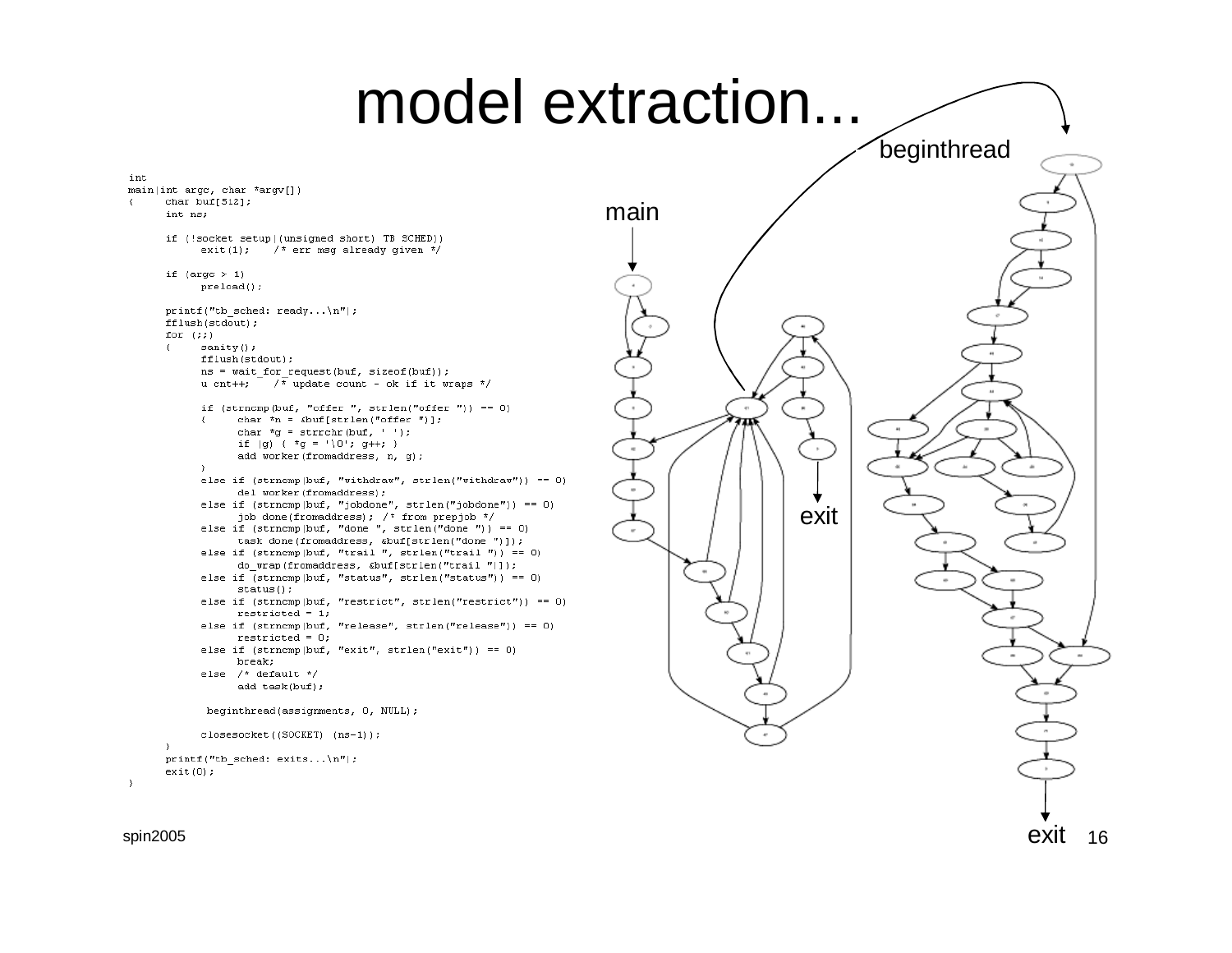# model extraction...

```c
int
main(int argc, char *argv[])
{	char buf[512];
	int ns;

	if (!socket_setup((unsigned short) TB_SCHED))
		exit(1);	/* err msg already given */

	if (argc > 1)
		preload();

	printf("tb_sched: ready...\n");
	fflush(stdout);
	for (;;)
	{	sanity();
		fflush(stdout);
		ns = wait_for_request(buf, sizeof(buf));
		u_cnt++;	/* update count - ok if it wraps */

		if (strncmp(buf, "offer ", strlen("offer ")) == 0)
		{	char *n = &buf[strlen("offer ")];
			char *g = strrchr(buf, ' ');
			if (g) { *g = '\0'; g++; }
			add_worker(fromaddress, n, g);
		}
		else if (strncmp(buf, "withdraw", strlen("withdraw")) == 0)
			del_worker(fromaddress);
		else if (strncmp(buf, "jobdone", strlen("jobdone")) == 0)
			job_done(fromaddress); /* from prepjob */
		else if (strncmp(buf, "done ", strlen("done ")) == 0)
			task_done(fromaddress, &buf[strlen("done ")]);
		else if (strncmp(buf, "trail ", strlen("trail ")) == 0)
			do_wrap(fromaddress, &buf[strlen("trail ")]);
		else if (strncmp(buf, "status", strlen("status")) == 0)
			status();
		else if (strncmp(buf, "restrict", strlen("restrict")) == 0)
			restricted = 1;
		else if (strncmp(buf, "release", strlen("release")) == 0)
			restricted = 0;
		else if (strncmp(buf, "exit", strlen("exit")) == 0)
			break;
		else	/* default */
			add_task(buf);

		 beginthread(assignments, 0, NULL);

		closesocket((SOCKET) (ns-1));
	}
	printf("tb_sched: exits...\n");
	exit(0);
}
```

main

beginthread

exit

exit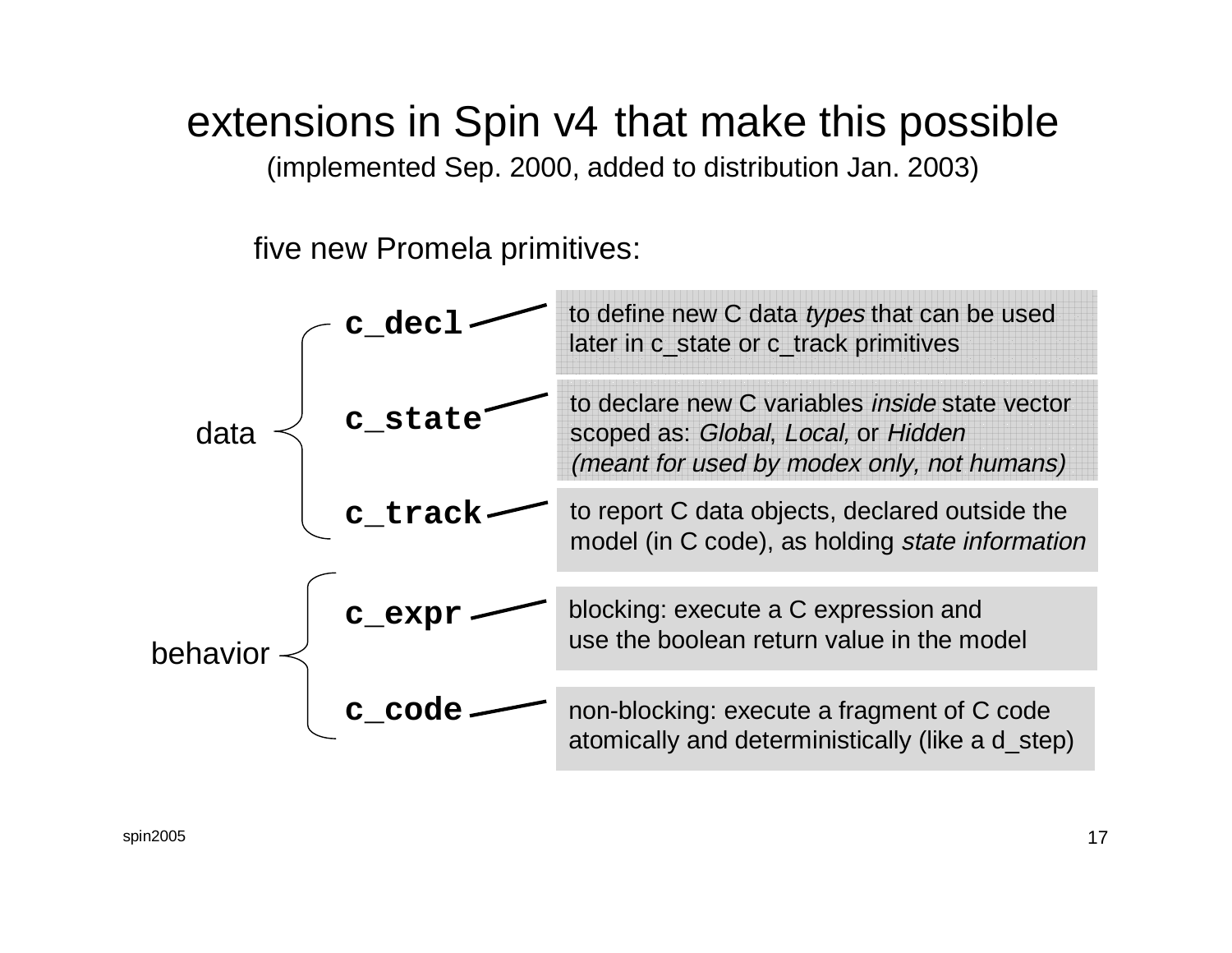# extensions in Spin v4 that make this possible

(implemented Sep. 2000, added to distribution Jan. 2003)

five new Promela primitives:

**data**

- **c_decl** — to define new C data *types* that can be used later in c_state or c_track primitives
- **c_state** — to declare new C variables *inside* state vector scoped as: *Global*, *Local,* or *Hidden* *(meant for used by modex only, not humans)*
- **c_track** — to report C data objects, declared outside the model (in C code), as holding *state information*

**behavior**

- **c_expr** — blocking: execute a C expression and use the boolean return value in the model
- **c_code** — non-blocking: execute a fragment of C code atomically and deterministically (like a d_step)

spin2005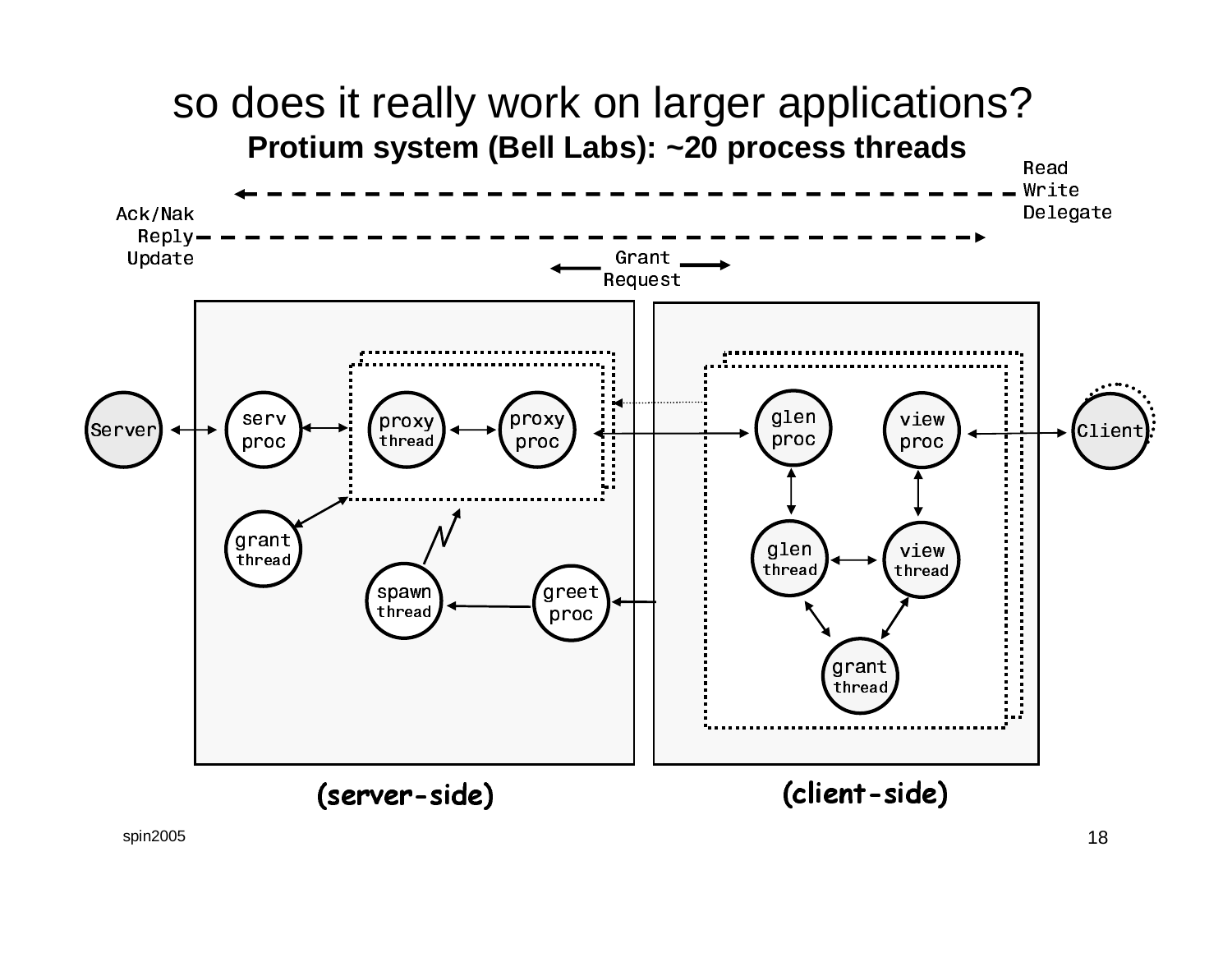# so does it really work on larger applications?

**Protium system (Bell Labs): ~20 process threads**

Read
Write
Delegate

Ack/Nak
Reply
Update

Grant
Request

Server — serv proc — proxy thread — proxy proc — glen proc — view proc — Client

grant thread

spawn thread — greet proc

glen thread — view thread

grant thread

(server-side)

(client-side)

spin2005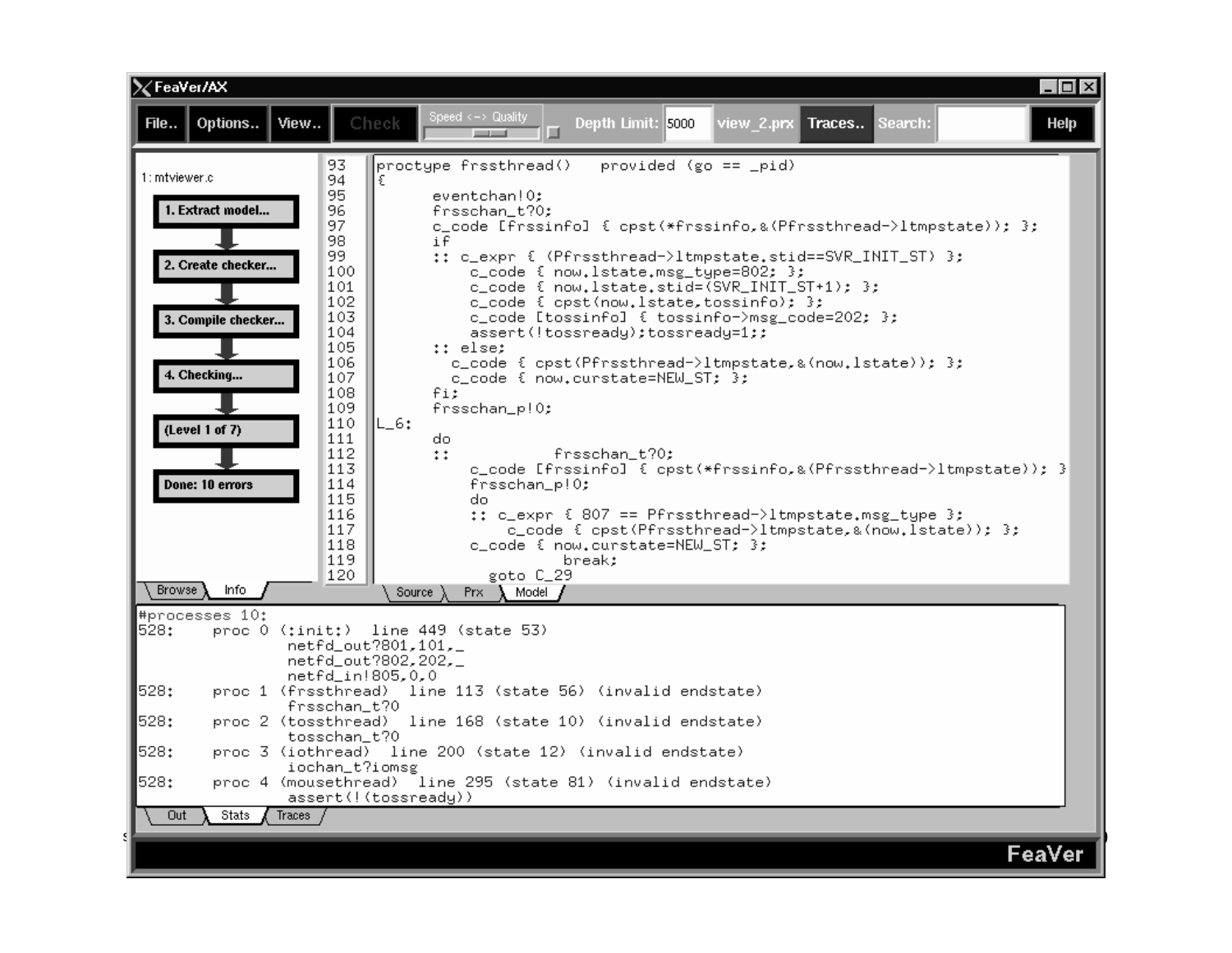FeaVer/AX

File.. | Options.. | View.. | Check | Speed <-> Quality | Depth Limit: 5000 | view_2.prx | Traces.. | Search: | Help

1: mtviewer.c

1. Extract model...

2. Create checker...

3. Compile checker...

4. Checking...

(Level 1 of 7)

Done: 10 errors

Browse | Info

```
93   proctype frssthread()   provided (go == _pid)
94   {
95         eventchan!0;
96         frsschan_t?0;
97         c_code [frssinfo] { cpst(*frssinfo,&(Pfrssthread->ltmpstate)); };
98         if
99         :: c_expr { (Pfrssthread->ltmpstate.stid==SVR_INIT_ST) };
100              c_code { now.lstate.msg_type=802; };
101              c_code { now.lstate.stid=(SVR_INIT_ST+1); };
102              c_code { cpst(now.lstate,tossinfo); };
103              c_code [tossinfo] { tossinfo->msg_code=202; };
104              assert(!tossready);tossready=1;;
105        :: else;
106           c_code { cpst(Pfrssthread->ltmpstate,&(now.lstate)); };
107           c_code { now.curstate=NEW_ST; };
108        fi;
109        frsschan_p!0;
110  L_6:
111        do
112        ::             frsschan_t?0;
113              c_code [frssinfo] { cpst(*frssinfo,&(Pfrssthread->ltmpstate)); }
114              frsschan_p!0;
115              do
116              :: c_expr { 807 == Pfrssthread->ltmpstate.msg_type };
117                  c_code { cpst(Pfrssthread->ltmpstate,&(now.lstate)); };
118              c_code { now.curstate=NEW_ST; };
119                        break;
120                goto C_29
```

Source | Prx | Model

```
#processes 10:
528:     proc 0 (:init:)  line 449 (state 53)
                netfd_out?801,101,_
                netfd_out?802,202,_
                netfd_in!805,0,0
528:     proc 1 (frssthread)  line 113 (state 56) (invalid endstate)
                frsschan_t?0
528:     proc 2 (tossthread)  line 168 (state 10) (invalid endstate)
                tosschan_t?0
528:     proc 3 (iothread)  line 200 (state 12) (invalid endstate)
                iochan_t?iomsg
528:     proc 4 (mousethread)  line 295 (state 81) (invalid endstate)
                assert(!(tossready))
```

Out | Stats | Traces

FeaVer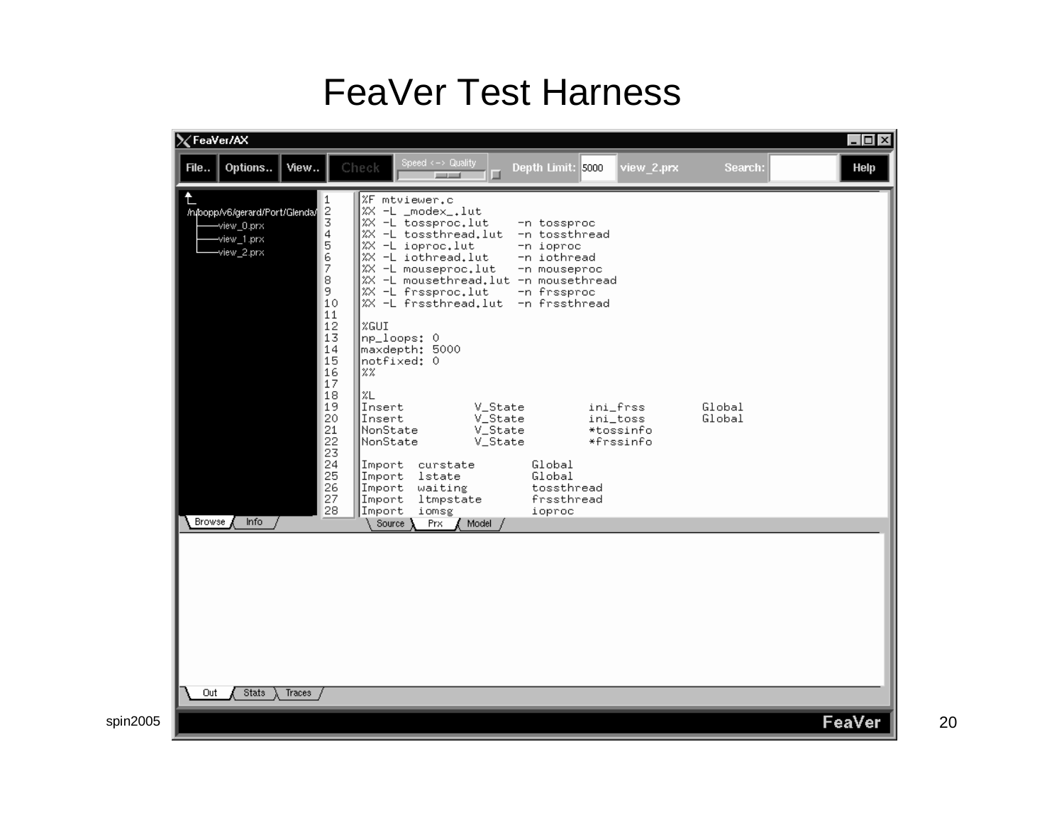# FeaVer Test Harness

FeaVer/AX

File.. | Options.. | View.. | Check | Speed <-> Quality | Depth Limit: 5000 | view_2.prx | Search: | Help

/n/bopp/v6/gerard/Port/Glenda/
- view_0.prx
- view_1.prx
- view_2.prx

```
1   %F mtviewer.c
2   %X -L _modex_.lut
3   %X -L tossproc.lut     -n tossproc
4   %X -L tossthread.lut   -n tossthread
5   %X -L ioproc.lut       -n ioproc
6   %X -L iothread.lut     -n iothread
7   %X -L mouseproc.lut    -n mouseproc
8   %X -L mousethread.lut  -n mousethread
9   %X -L frssproc.lut     -n frssproc
10  %X -L frssthread.lut   -n frssthread
11
12  %GUI
13  np_loops: 0
14  maxdepth: 5000
15  notfixed: 0
16  %%
17
18  %L
19  Insert          V_State         ini_frss        Global
20  Insert          V_State         ini_toss        Global
21  NonState        V_State         *tossinfo
22  NonState        V_State         *frssinfo
23
24  Import  curstate        Global
25  Import  lstate          Global
26  Import  waiting         tossthread
27  Import  ltmpstate       frssthread
28  Import  iomsg           ioproc
```

Browse | Info

Source | Prx | Model

Out | Stats | Traces

FeaVer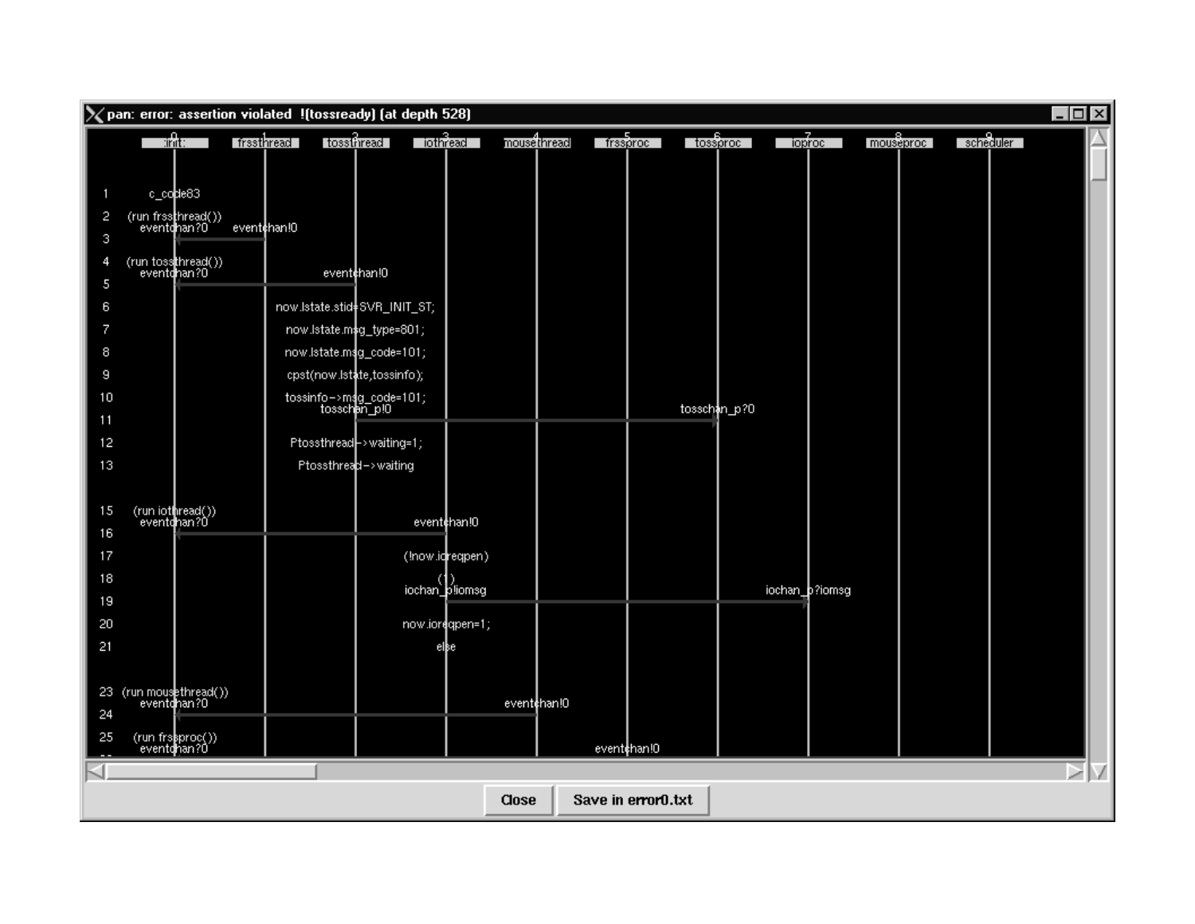pan: error: assertion violated !(tossready) (at depth 528)

0 :init:
1 frssthread
2 tossthread
3 iothread
4 mousethread
5 frssproc
6 tossproc
7 ioproc
8 mouseproc
9 scheduler

1 c_code83
2 (run frssthread())
eventchan?0 eventchan!0
3
4 (run tossthread())
eventchan?0 eventchan!0
5
6 now.lstate.stid=SVR_INIT_ST;
7 now.lstate.msg_type=801;
8 now.lstate.msg_code=101;
9 cpst(now.lstate,tossinfo);
10 tossinfo->msg_code=101;
tosschan_p!0 tosschan_p?0
11
12 Ptossthread->waiting=1;
13 Ptossthread->waiting

15 (run iothread())
eventchan?0 eventchan!0
16
17 (!now.ioreqpen)
18 (1)
iochan_p!iomsg iochan_p?iomsg
19
20 now.ioreqpen=1;
21 else

23 (run mousethread())
eventchan?0 eventchan!0
24
25 (run frssproc())
eventchan?0 eventchan!0

Close
Save in error0.txt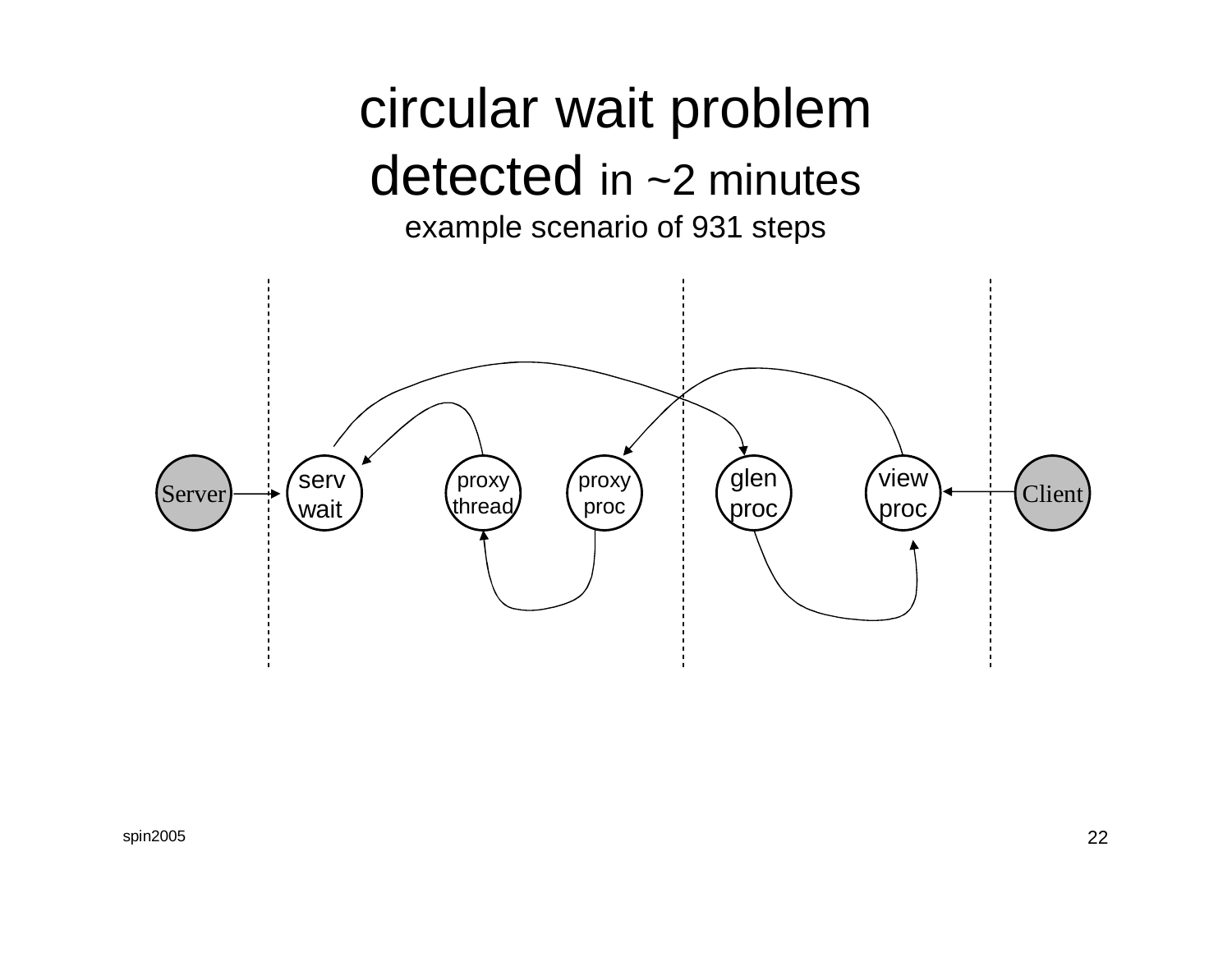# circular wait problem detected in ~2 minutes

example scenario of 931 steps

Server

serv wait

proxy thread

proxy proc

glen proc

view proc

Client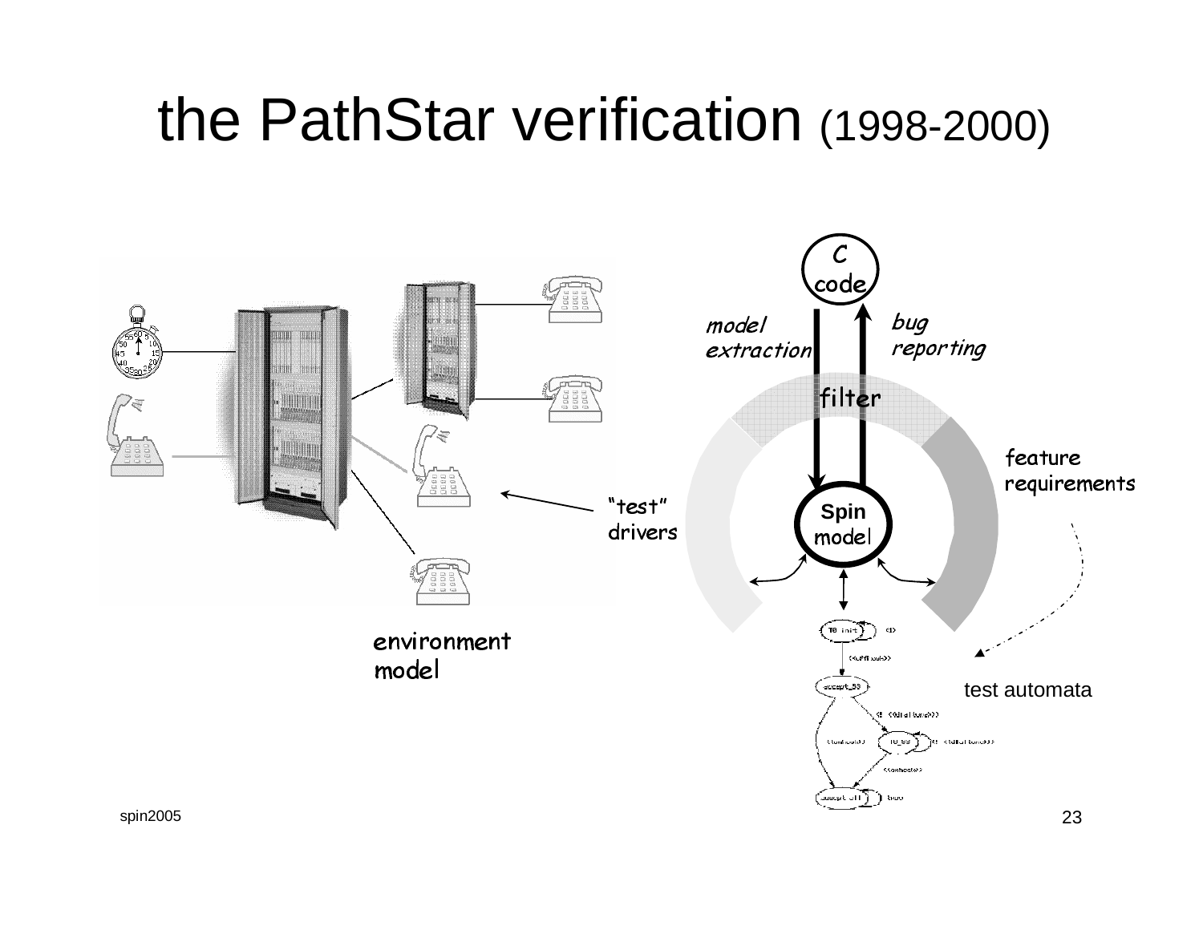# the PathStar verification (1998-2000)

environment model

"test" drivers

C code

model extraction

bug reporting

filter

feature requirements

Spin model

test automata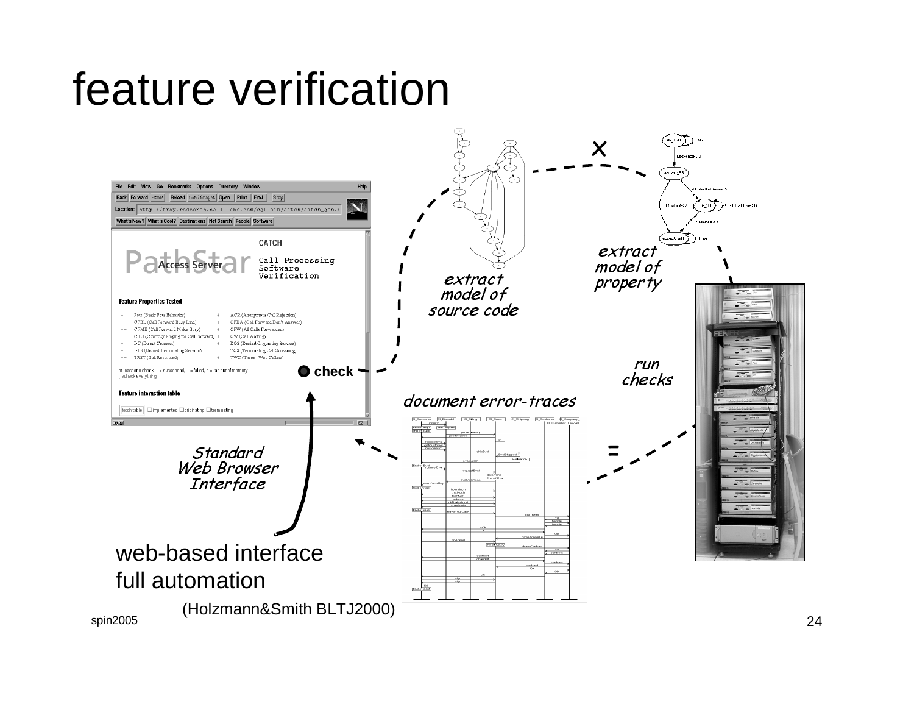# feature verification

extract model of source code

extract model of property

run checks

document error-traces

Standard Web Browser Interface

check

×

=

web-based interface
full automation

(Holzmann&Smith BLTJ2000)

spin2005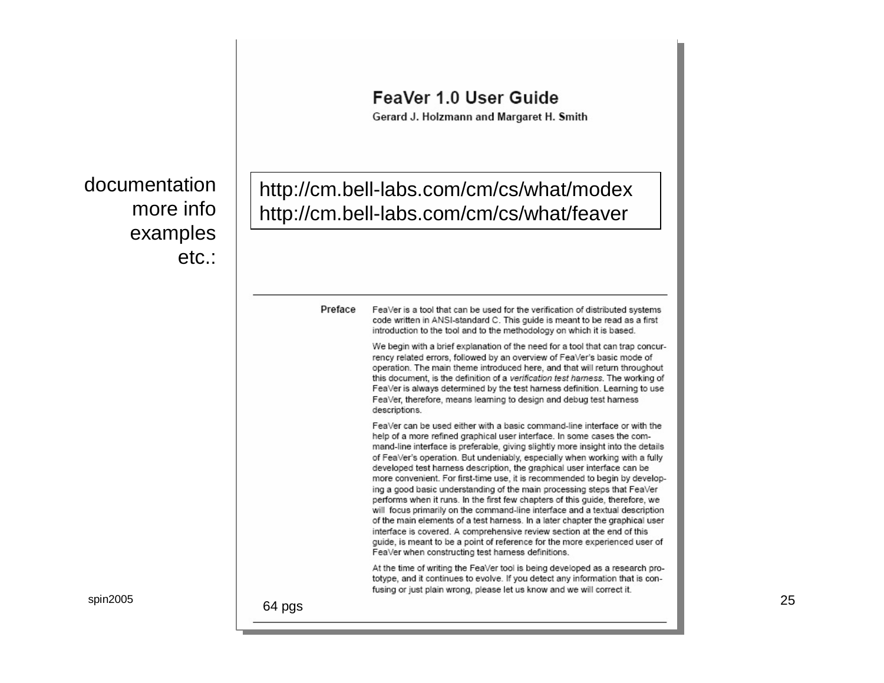documentation
more info
examples
etc.:

# FeaVer 1.0 User Guide

**Gerard J. Holzmann and Margaret H. Smith**

http://cm.bell-labs.com/cm/cs/what/modex
http://cm.bell-labs.com/cm/cs/what/feaver

**Preface**

FeaVer is a tool that can be used for the verification of distributed systems code written in ANSI-standard C. This guide is meant to be read as a first introduction to the tool and to the methodology on which it is based.

We begin with a brief explanation of the need for a tool that can trap concurrency related errors, followed by an overview of FeaVer's basic mode of operation. The main theme introduced here, and that will return throughout this document, is the definition of a *verification test harness*. The working of FeaVer is always determined by the test harness definition. Learning to use FeaVer, therefore, means learning to design and debug test harness descriptions.

FeaVer can be used either with a basic command-line interface or with the help of a more refined graphical user interface. In some cases the command-line interface is preferable, giving slightly more insight into the details of FeaVer's operation. But undeniably, especially when working with a fully developed test harness description, the graphical user interface can be more convenient. For first-time use, it is recommended to begin by developing a good basic understanding of the main processing steps that FeaVer performs when it runs. In the first few chapters of this guide, therefore, we will focus primarily on the command-line interface and a textual description of the main elements of a test harness. In a later chapter the graphical user interface is covered. A comprehensive review section at the end of this guide, is meant to be a point of reference for the more experienced user of FeaVer when constructing test harness definitions.

At the time of writing the FeaVer tool is being developed as a research prototype, and it continues to evolve. If you detect any information that is confusing or just plain wrong, please let us know and we will correct it.

64 pgs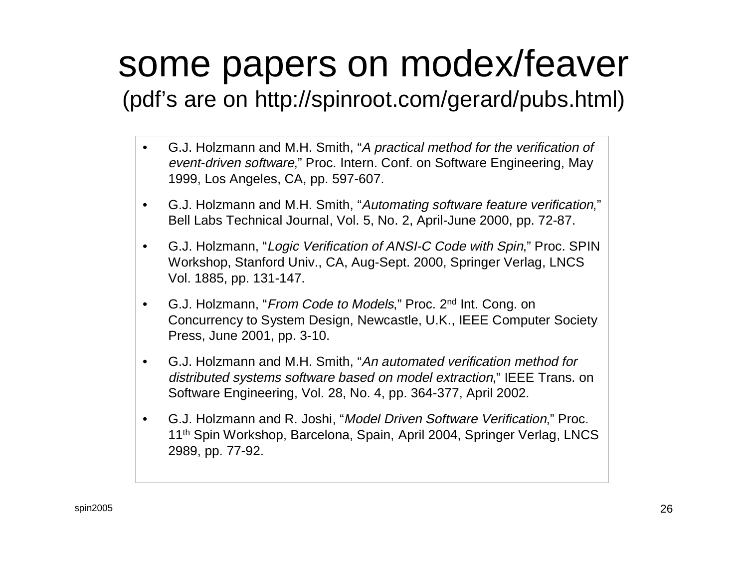# some papers on modex/feaver

(pdf's are on http://spinroot.com/gerard/pubs.html)

- G.J. Holzmann and M.H. Smith, "*A practical method for the verification of event-driven software*," Proc. Intern. Conf. on Software Engineering, May 1999, Los Angeles, CA, pp. 597-607.
- G.J. Holzmann and M.H. Smith, "*Automating software feature verification*," Bell Labs Technical Journal, Vol. 5, No. 2, April-June 2000, pp. 72-87.
- G.J. Holzmann, "*Logic Verification of ANSI-C Code with Spin*," Proc. SPIN Workshop, Stanford Univ., CA, Aug-Sept. 2000, Springer Verlag, LNCS Vol. 1885, pp. 131-147.
- G.J. Holzmann, "*From Code to Models*," Proc. 2nd Int. Cong. on Concurrency to System Design, Newcastle, U.K., IEEE Computer Society Press, June 2001, pp. 3-10.
- G.J. Holzmann and M.H. Smith, "*An automated verification method for distributed systems software based on model extraction*," IEEE Trans. on Software Engineering, Vol. 28, No. 4, pp. 364-377, April 2002.
- G.J. Holzmann and R. Joshi, "*Model Driven Software Verification*," Proc. 11th Spin Workshop, Barcelona, Spain, April 2004, Springer Verlag, LNCS 2989, pp. 77-92.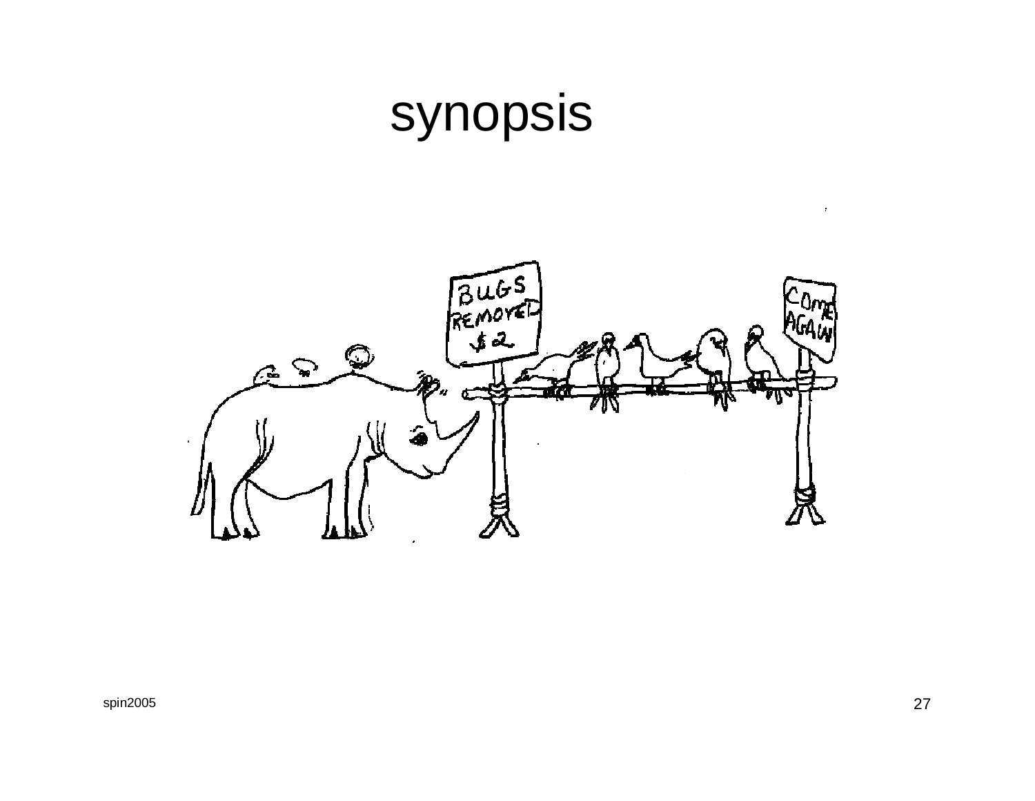# synopsis